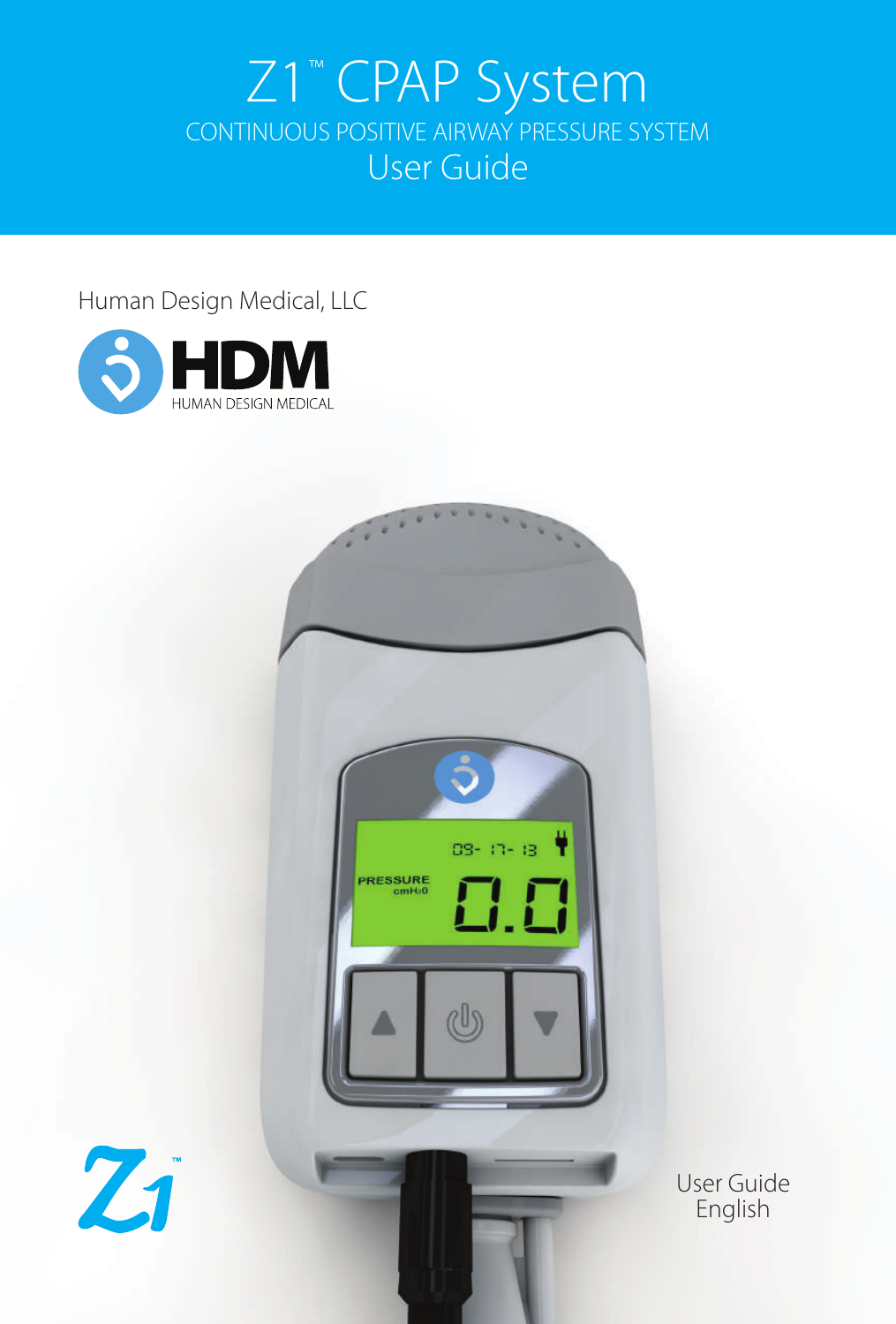# Z1™ CPAP System

CONTINUOUS POSITIVE AIRWAY PRESSURE SYSTEM

User Guide

Human Design Medical, LLC

HDM

HUMAN DESIGN MEDICAL

Z1™

User Guide
English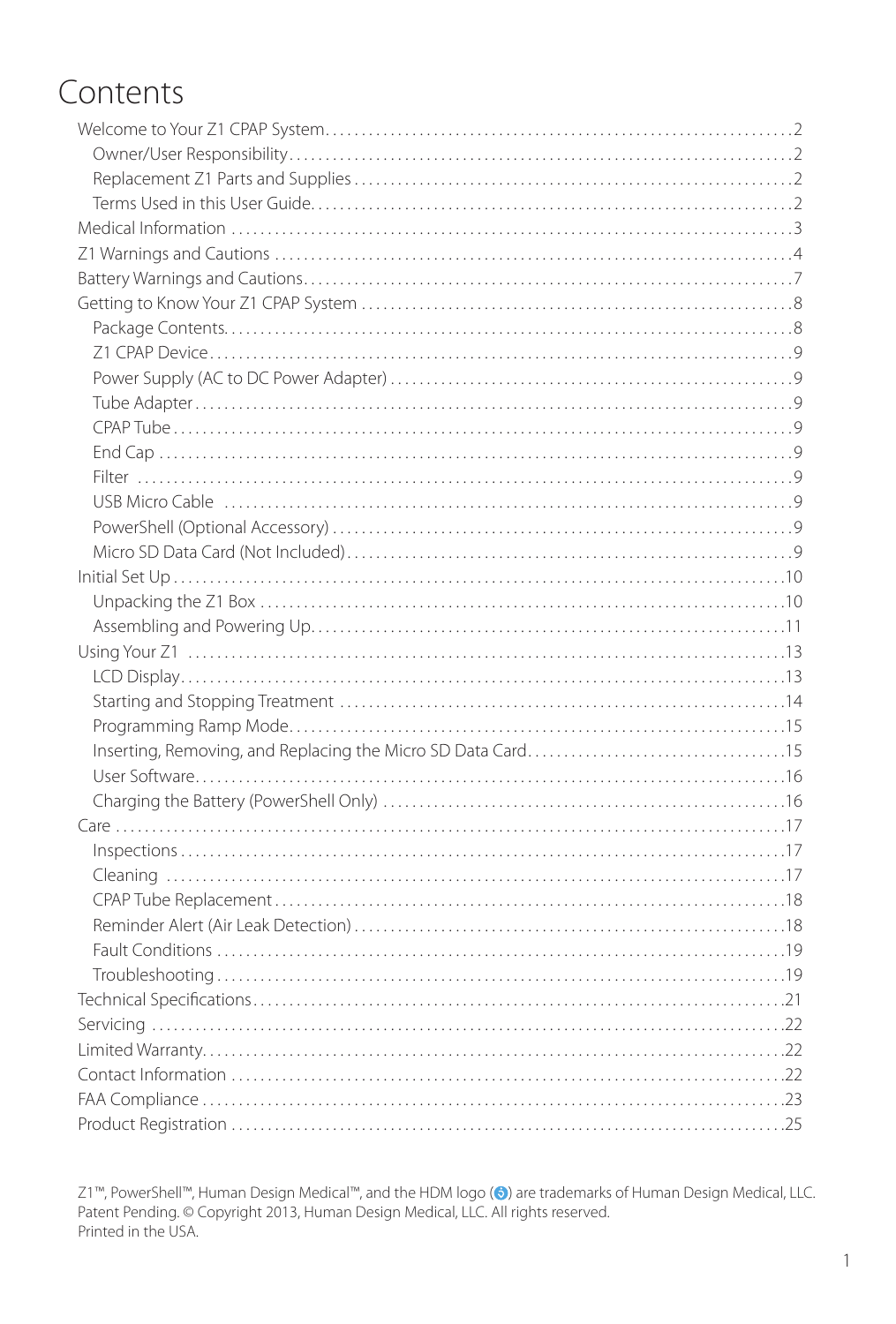# Contents

- Welcome to Your Z1 CPAP System....2
  - Owner/User Responsibility....2
  - Replacement Z1 Parts and Supplies....2
  - Terms Used in this User Guide....2
- Medical Information....3
- Z1 Warnings and Cautions....4
- Battery Warnings and Cautions....7
- Getting to Know Your Z1 CPAP System....8
  - Package Contents....8
  - Z1 CPAP Device....9
  - Power Supply (AC to DC Power Adapter)....9
  - Tube Adapter....9
  - CPAP Tube....9
  - End Cap....9
  - Filter....9
  - USB Micro Cable....9
  - PowerShell (Optional Accessory)....9
  - Micro SD Data Card (Not Included)....9
- Initial Set Up....10
  - Unpacking the Z1 Box....10
  - Assembling and Powering Up....11
- Using Your Z1....13
  - LCD Display....13
  - Starting and Stopping Treatment....14
  - Programming Ramp Mode....15
  - Inserting, Removing, and Replacing the Micro SD Data Card....15
  - User Software....16
  - Charging the Battery (PowerShell Only)....16
- Care....17
  - Inspections....17
  - Cleaning....17
  - CPAP Tube Replacement....18
  - Reminder Alert (Air Leak Detection)....18
  - Fault Conditions....19
  - Troubleshooting....19
- Technical Specifications....21
- Servicing....22
- Limited Warranty....22
- Contact Information....22
- FAA Compliance....23
- Product Registration....25

Z1™, PowerShell™, Human Design Medical™, and the HDM logo ( ) are trademarks of Human Design Medical, LLC.
Patent Pending. © Copyright 2013, Human Design Medical, LLC. All rights reserved.
Printed in the USA.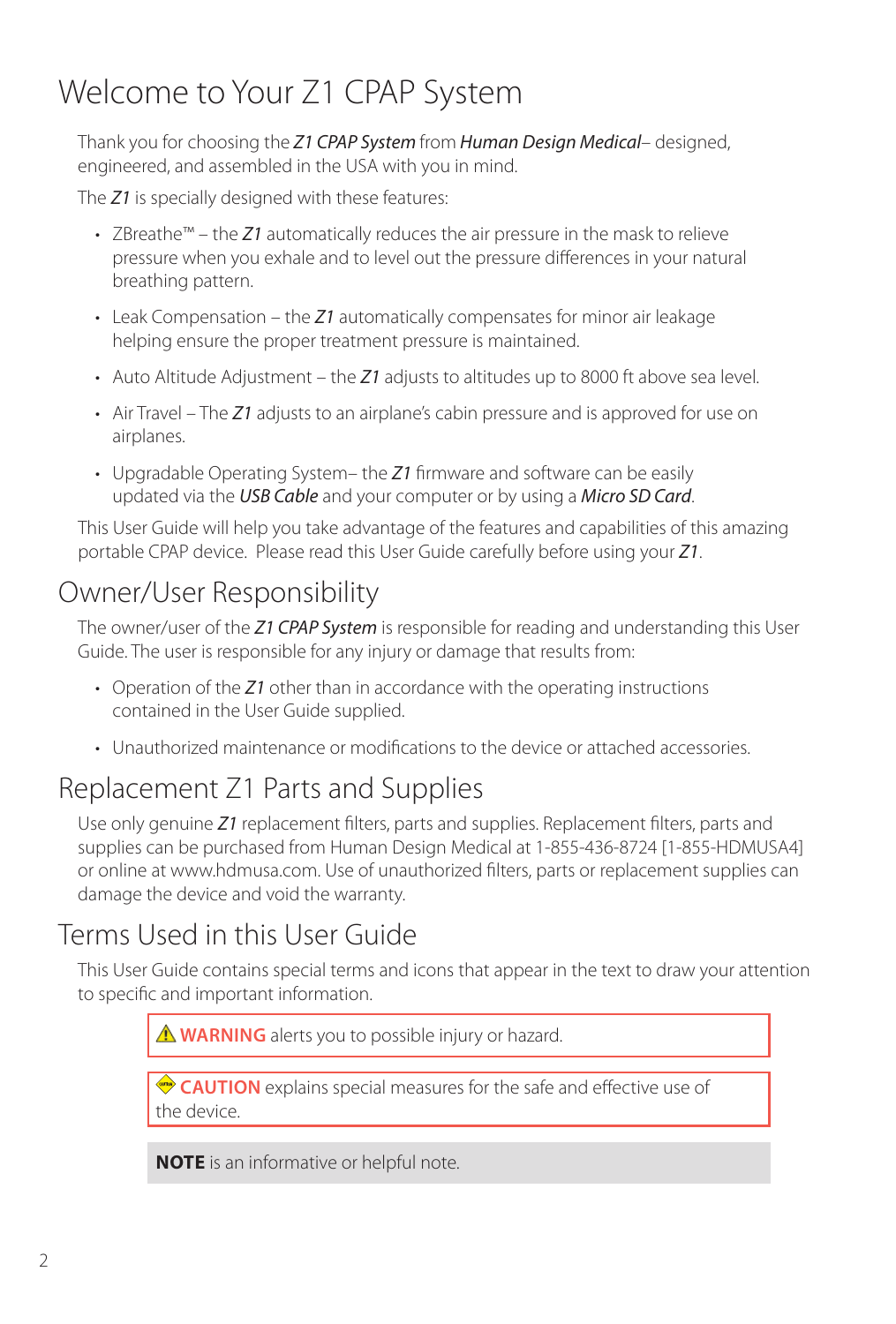# Welcome to Your Z1 CPAP System

Thank you for choosing the ***Z1 CPAP System*** from ***Human Design Medical***– designed, engineered, and assembled in the USA with you in mind.

The ***Z1*** is specially designed with these features:

- ZBreathe™ – the ***Z1*** automatically reduces the air pressure in the mask to relieve pressure when you exhale and to level out the pressure differences in your natural breathing pattern.
- Leak Compensation – the ***Z1*** automatically compensates for minor air leakage helping ensure the proper treatment pressure is maintained.
- Auto Altitude Adjustment – the ***Z1*** adjusts to altitudes up to 8000 ft above sea level.
- Air Travel – The ***Z1*** adjusts to an airplane's cabin pressure and is approved for use on airplanes.
- Upgradable Operating System– the ***Z1*** firmware and software can be easily updated via the ***USB Cable*** and your computer or by using a ***Micro SD Card***.

This User Guide will help you take advantage of the features and capabilities of this amazing portable CPAP device. Please read this User Guide carefully before using your ***Z1***.

## Owner/User Responsibility

The owner/user of the ***Z1 CPAP System*** is responsible for reading and understanding this User Guide. The user is responsible for any injury or damage that results from:

- Operation of the ***Z1*** other than in accordance with the operating instructions contained in the User Guide supplied.
- Unauthorized maintenance or modifications to the device or attached accessories.

## Replacement Z1 Parts and Supplies

Use only genuine ***Z1*** replacement filters, parts and supplies. Replacement filters, parts and supplies can be purchased from Human Design Medical at 1-855-436-8724 [1-855-HDMUSA4] or online at www.hdmusa.com. Use of unauthorized filters, parts or replacement supplies can damage the device and void the warranty.

## Terms Used in this User Guide

This User Guide contains special terms and icons that appear in the text to draw your attention to specific and important information.

> ⚠ **WARNING** alerts you to possible injury or hazard.

> **CAUTION** explains special measures for the safe and effective use of the device.

> **NOTE** is an informative or helpful note.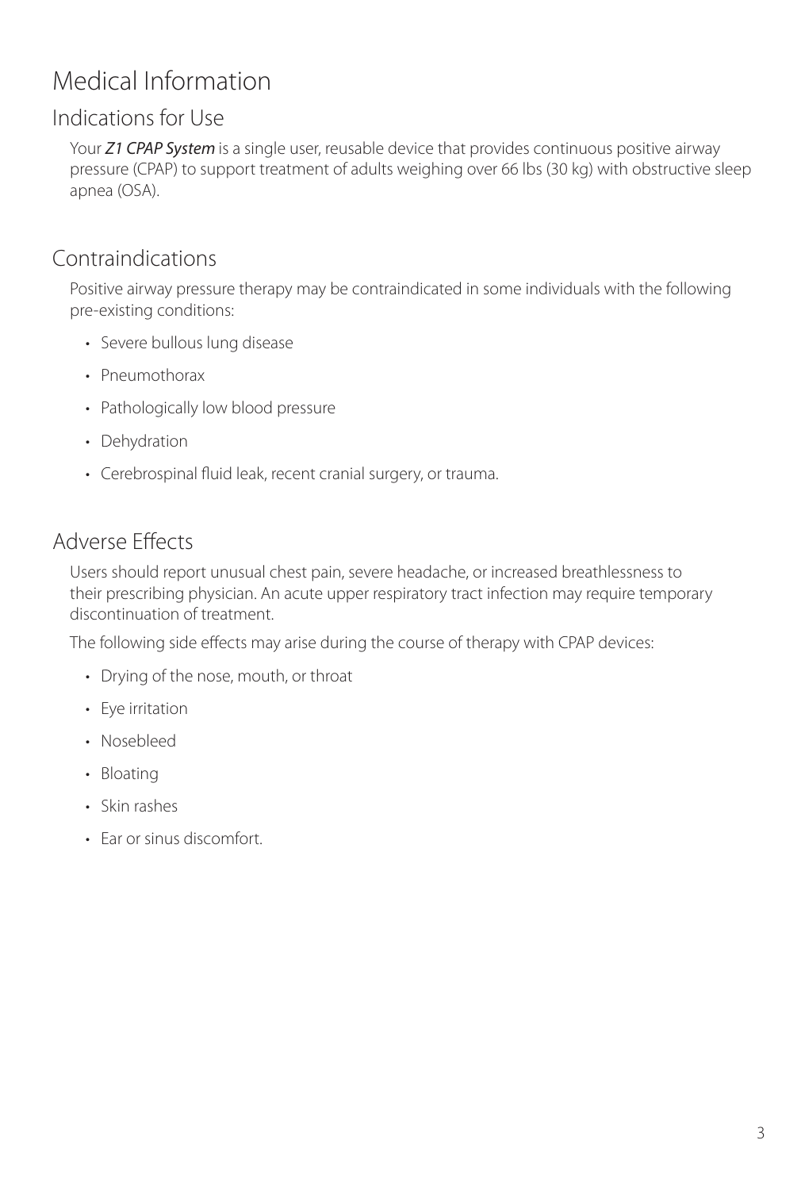# Medical Information

## Indications for Use

Your ***Z1 CPAP System*** is a single user, reusable device that provides continuous positive airway pressure (CPAP) to support treatment of adults weighing over 66 lbs (30 kg) with obstructive sleep apnea (OSA).

## Contraindications

Positive airway pressure therapy may be contraindicated in some individuals with the following pre-existing conditions:

- Severe bullous lung disease
- Pneumothorax
- Pathologically low blood pressure
- Dehydration
- Cerebrospinal fluid leak, recent cranial surgery, or trauma.

## Adverse Effects

Users should report unusual chest pain, severe headache, or increased breathlessness to their prescribing physician. An acute upper respiratory tract infection may require temporary discontinuation of treatment.

The following side effects may arise during the course of therapy with CPAP devices:

- Drying of the nose, mouth, or throat
- Eye irritation
- Nosebleed
- Bloating
- Skin rashes
- Ear or sinus discomfort.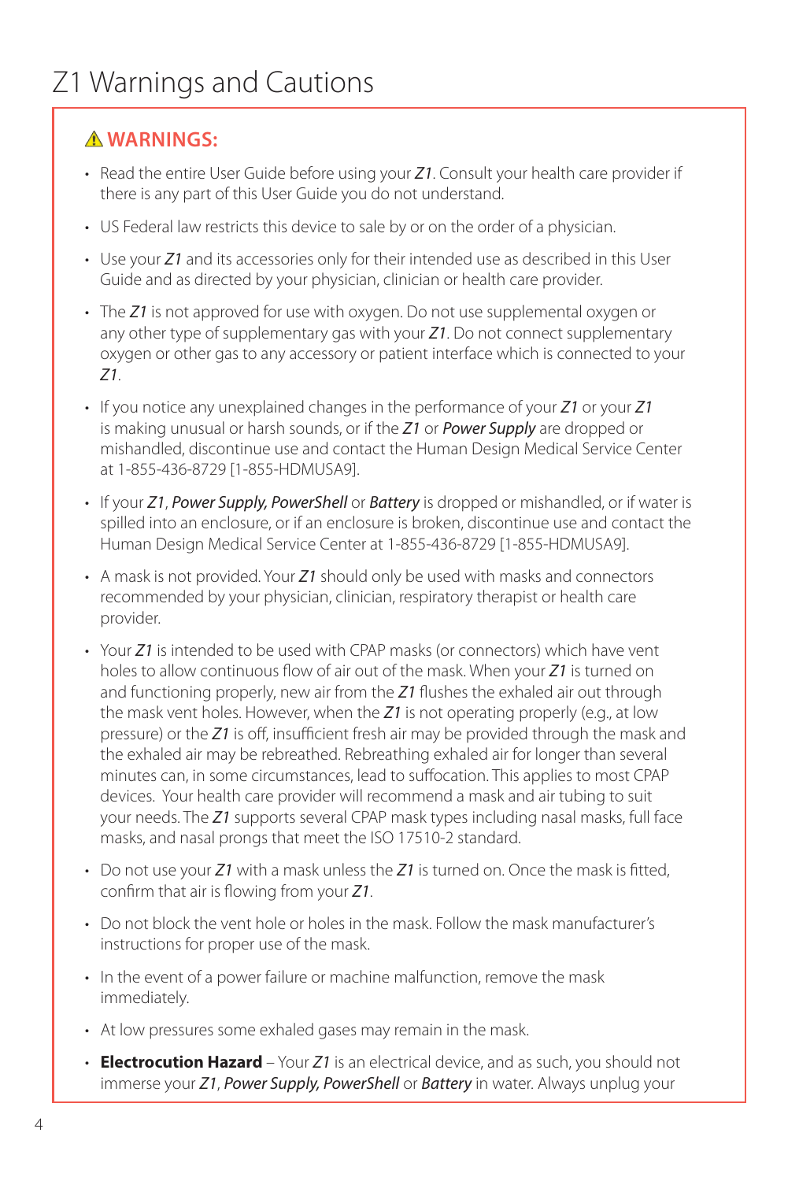# Z1 Warnings and Cautions

## ⚠ WARNINGS:

- Read the entire User Guide before using your ***Z1***. Consult your health care provider if there is any part of this User Guide you do not understand.
- US Federal law restricts this device to sale by or on the order of a physician.
- Use your ***Z1*** and its accessories only for their intended use as described in this User Guide and as directed by your physician, clinician or health care provider.
- The ***Z1*** is not approved for use with oxygen. Do not use supplemental oxygen or any other type of supplementary gas with your ***Z1***. Do not connect supplementary oxygen or other gas to any accessory or patient interface which is connected to your ***Z1***.
- If you notice any unexplained changes in the performance of your ***Z1*** or your ***Z1*** is making unusual or harsh sounds, or if the ***Z1*** or ***Power Supply*** are dropped or mishandled, discontinue use and contact the Human Design Medical Service Center at 1-855-436-8729 [1-855-HDMUSA9].
- If your ***Z1***, ***Power Supply, PowerShell*** or ***Battery*** is dropped or mishandled, or if water is spilled into an enclosure, or if an enclosure is broken, discontinue use and contact the Human Design Medical Service Center at 1-855-436-8729 [1-855-HDMUSA9].
- A mask is not provided. Your ***Z1*** should only be used with masks and connectors recommended by your physician, clinician, respiratory therapist or health care provider.
- Your ***Z1*** is intended to be used with CPAP masks (or connectors) which have vent holes to allow continuous flow of air out of the mask. When your ***Z1*** is turned on and functioning properly, new air from the ***Z1*** flushes the exhaled air out through the mask vent holes. However, when the ***Z1*** is not operating properly (e.g., at low pressure) or the ***Z1*** is off, insufficient fresh air may be provided through the mask and the exhaled air may be rebreathed. Rebreathing exhaled air for longer than several minutes can, in some circumstances, lead to suffocation. This applies to most CPAP devices. Your health care provider will recommend a mask and air tubing to suit your needs. The ***Z1*** supports several CPAP mask types including nasal masks, full face masks, and nasal prongs that meet the ISO 17510-2 standard.
- Do not use your ***Z1*** with a mask unless the ***Z1*** is turned on. Once the mask is fitted, confirm that air is flowing from your ***Z1***.
- Do not block the vent hole or holes in the mask. Follow the mask manufacturer's instructions for proper use of the mask.
- In the event of a power failure or machine malfunction, remove the mask immediately.
- At low pressures some exhaled gases may remain in the mask.
- **Electrocution Hazard** – Your ***Z1*** is an electrical device, and as such, you should not immerse your ***Z1***, ***Power Supply, PowerShell*** or ***Battery*** in water. Always unplug your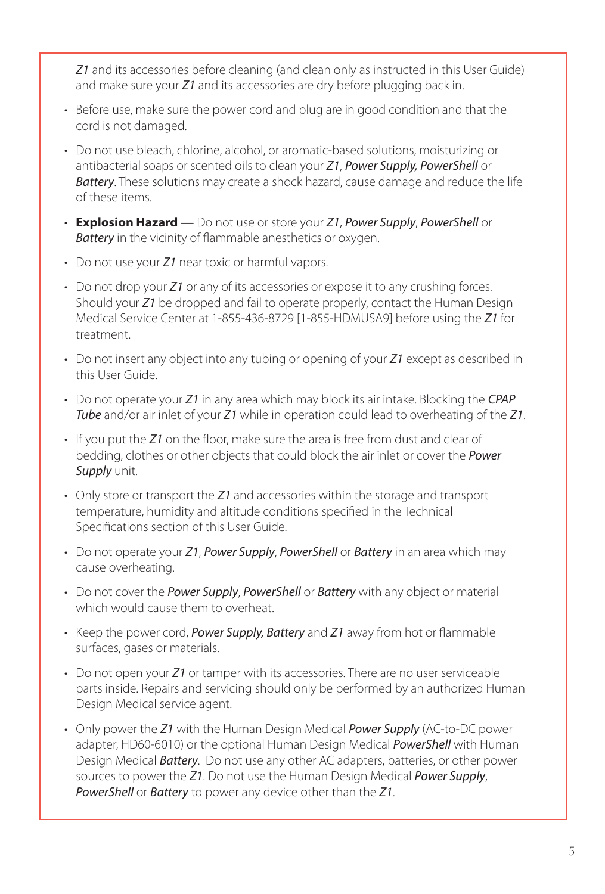*Z1* and its accessories before cleaning (and clean only as instructed in this User Guide) and make sure your *Z1* and its accessories are dry before plugging back in.

- Before use, make sure the power cord and plug are in good condition and that the cord is not damaged.
- Do not use bleach, chlorine, alcohol, or aromatic-based solutions, moisturizing or antibacterial soaps or scented oils to clean your *Z1*, *Power Supply, PowerShell* or *Battery*. These solutions may create a shock hazard, cause damage and reduce the life of these items.
- **Explosion Hazard** — Do not use or store your *Z1*, *Power Supply*, *PowerShell* or *Battery* in the vicinity of flammable anesthetics or oxygen.
- Do not use your *Z1* near toxic or harmful vapors.
- Do not drop your *Z1* or any of its accessories or expose it to any crushing forces. Should your *Z1* be dropped and fail to operate properly, contact the Human Design Medical Service Center at 1-855-436-8729 [1-855-HDMUSA9] before using the *Z1* for treatment.
- Do not insert any object into any tubing or opening of your *Z1* except as described in this User Guide.
- Do not operate your *Z1* in any area which may block its air intake. Blocking the *CPAP Tube* and/or air inlet of your *Z1* while in operation could lead to overheating of the *Z1*.
- If you put the *Z1* on the floor, make sure the area is free from dust and clear of bedding, clothes or other objects that could block the air inlet or cover the *Power Supply* unit.
- Only store or transport the *Z1* and accessories within the storage and transport temperature, humidity and altitude conditions specified in the Technical Specifications section of this User Guide.
- Do not operate your *Z1*, *Power Supply*, *PowerShell* or *Battery* in an area which may cause overheating.
- Do not cover the *Power Supply*, *PowerShell* or *Battery* with any object or material which would cause them to overheat.
- Keep the power cord, *Power Supply, Battery* and *Z1* away from hot or flammable surfaces, gases or materials.
- Do not open your *Z1* or tamper with its accessories. There are no user serviceable parts inside. Repairs and servicing should only be performed by an authorized Human Design Medical service agent.
- Only power the *Z1* with the Human Design Medical *Power Supply* (AC-to-DC power adapter, HD60-6010) or the optional Human Design Medical *PowerShell* with Human Design Medical *Battery*. Do not use any other AC adapters, batteries, or other power sources to power the *Z1*. Do not use the Human Design Medical *Power Supply*, *PowerShell* or *Battery* to power any device other than the *Z1*.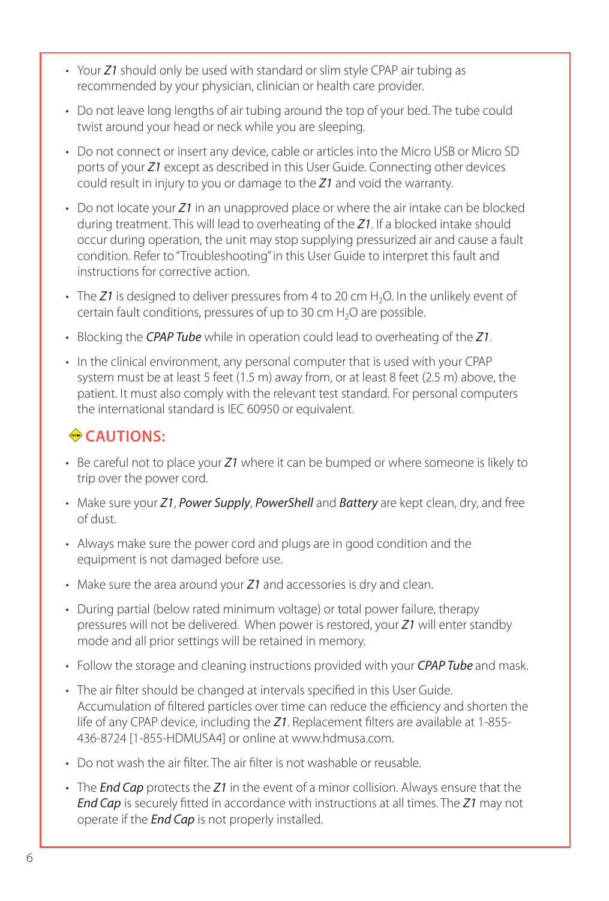- Your ***Z1*** should only be used with standard or slim style CPAP air tubing as recommended by your physician, clinician or health care provider.
- Do not leave long lengths of air tubing around the top of your bed. The tube could twist around your head or neck while you are sleeping.
- Do not connect or insert any device, cable or articles into the Micro USB or Micro SD ports of your ***Z1*** except as described in this User Guide. Connecting other devices could result in injury to you or damage to the ***Z1*** and void the warranty.
- Do not locate your ***Z1*** in an unapproved place or where the air intake can be blocked during treatment. This will lead to overheating of the ***Z1***. If a blocked intake should occur during operation, the unit may stop supplying pressurized air and cause a fault condition. Refer to "Troubleshooting" in this User Guide to interpret this fault and instructions for corrective action.
- The ***Z1*** is designed to deliver pressures from 4 to 20 cm $H_2O$. In the unlikely event of certain fault conditions, pressures of up to 30 cm $H_2O$ are possible.
- Blocking the ***CPAP Tube*** while in operation could lead to overheating of the ***Z1***.
- In the clinical environment, any personal computer that is used with your CPAP system must be at least 5 feet (1.5 m) away from, or at least 8 feet (2.5 m) above, the patient. It must also comply with the relevant test standard. For personal computers the international standard is IEC 60950 or equivalent.

## CAUTIONS:

- Be careful not to place your ***Z1*** where it can be bumped or where someone is likely to trip over the power cord.
- Make sure your ***Z1***, ***Power Supply***, ***PowerShell*** and ***Battery*** are kept clean, dry, and free of dust.
- Always make sure the power cord and plugs are in good condition and the equipment is not damaged before use.
- Make sure the area around your ***Z1*** and accessories is dry and clean.
- During partial (below rated minimum voltage) or total power failure, therapy pressures will not be delivered. When power is restored, your ***Z1*** will enter standby mode and all prior settings will be retained in memory.
- Follow the storage and cleaning instructions provided with your ***CPAP Tube*** and mask.
- The air filter should be changed at intervals specified in this User Guide. Accumulation of filtered particles over time can reduce the efficiency and shorten the life of any CPAP device, including the ***Z1***. Replacement filters are available at 1-855-436-8724 [1-855-HDMUSA4] or online at www.hdmusa.com.
- Do not wash the air filter. The air filter is not washable or reusable.
- The ***End Cap*** protects the ***Z1*** in the event of a minor collision. Always ensure that the ***End Cap*** is securely fitted in accordance with instructions at all times. The ***Z1*** may not operate if the ***End Cap*** is not properly installed.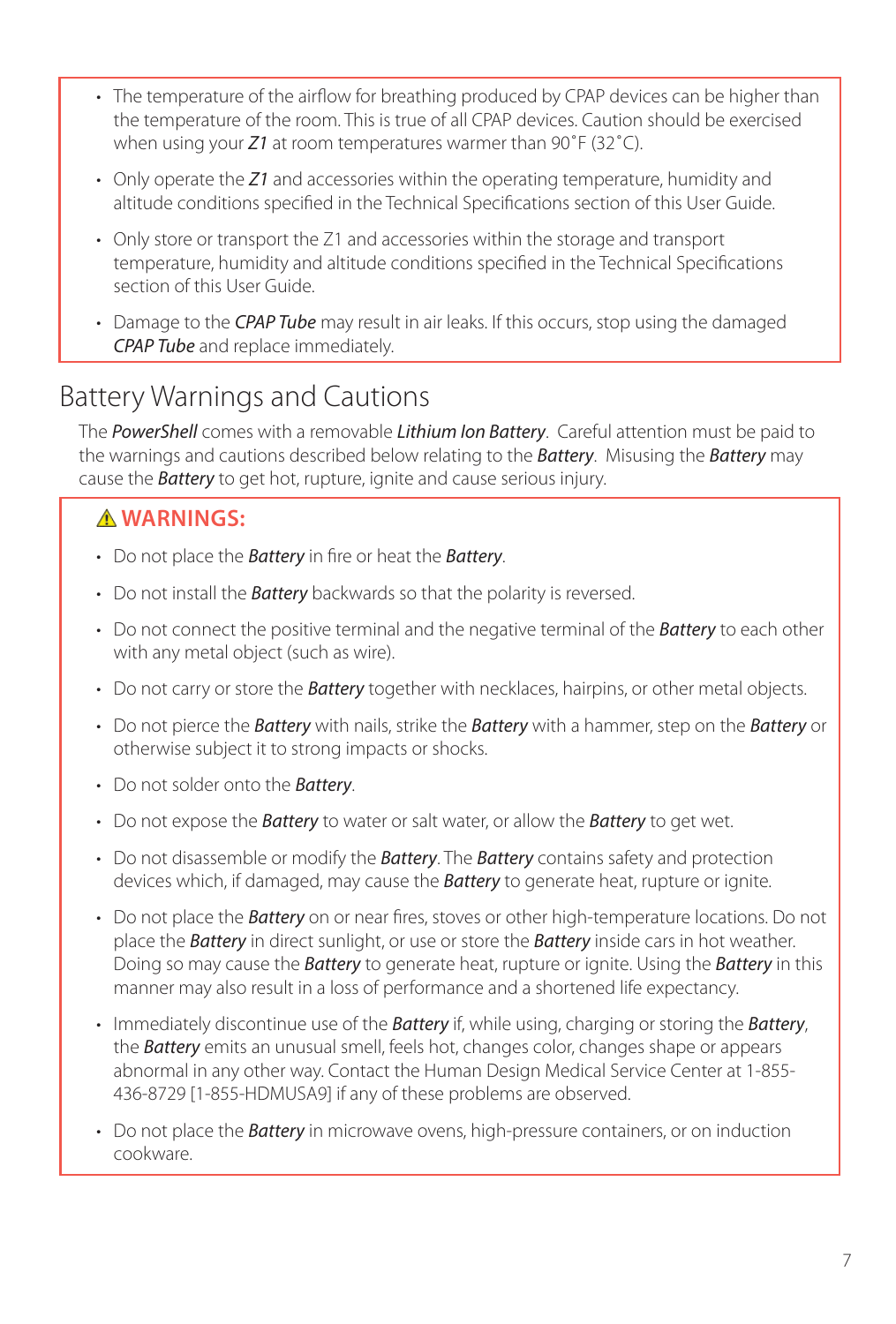- The temperature of the airflow for breathing produced by CPAP devices can be higher than the temperature of the room. This is true of all CPAP devices. Caution should be exercised when using your ***Z1*** at room temperatures warmer than 90˚F (32˚C).
- Only operate the ***Z1*** and accessories within the operating temperature, humidity and altitude conditions specified in the Technical Specifications section of this User Guide.
- Only store or transport the Z1 and accessories within the storage and transport temperature, humidity and altitude conditions specified in the Technical Specifications section of this User Guide.
- Damage to the ***CPAP Tube*** may result in air leaks. If this occurs, stop using the damaged ***CPAP Tube*** and replace immediately.

## Battery Warnings and Cautions

The ***PowerShell*** comes with a removable ***Lithium Ion Battery***. Careful attention must be paid to the warnings and cautions described below relating to the ***Battery***. Misusing the ***Battery*** may cause the ***Battery*** to get hot, rupture, ignite and cause serious injury.

**⚠ WARNINGS:**

- Do not place the ***Battery*** in fire or heat the ***Battery***.
- Do not install the ***Battery*** backwards so that the polarity is reversed.
- Do not connect the positive terminal and the negative terminal of the ***Battery*** to each other with any metal object (such as wire).
- Do not carry or store the ***Battery*** together with necklaces, hairpins, or other metal objects.
- Do not pierce the ***Battery*** with nails, strike the ***Battery*** with a hammer, step on the ***Battery*** or otherwise subject it to strong impacts or shocks.
- Do not solder onto the ***Battery***.
- Do not expose the ***Battery*** to water or salt water, or allow the ***Battery*** to get wet.
- Do not disassemble or modify the ***Battery***. The ***Battery*** contains safety and protection devices which, if damaged, may cause the ***Battery*** to generate heat, rupture or ignite.
- Do not place the ***Battery*** on or near fires, stoves or other high-temperature locations. Do not place the ***Battery*** in direct sunlight, or use or store the ***Battery*** inside cars in hot weather. Doing so may cause the ***Battery*** to generate heat, rupture or ignite. Using the ***Battery*** in this manner may also result in a loss of performance and a shortened life expectancy.
- Immediately discontinue use of the ***Battery*** if, while using, charging or storing the ***Battery***, the ***Battery*** emits an unusual smell, feels hot, changes color, changes shape or appears abnormal in any other way. Contact the Human Design Medical Service Center at 1-855-436-8729 [1-855-HDMUSA9] if any of these problems are observed.
- Do not place the ***Battery*** in microwave ovens, high-pressure containers, or on induction cookware.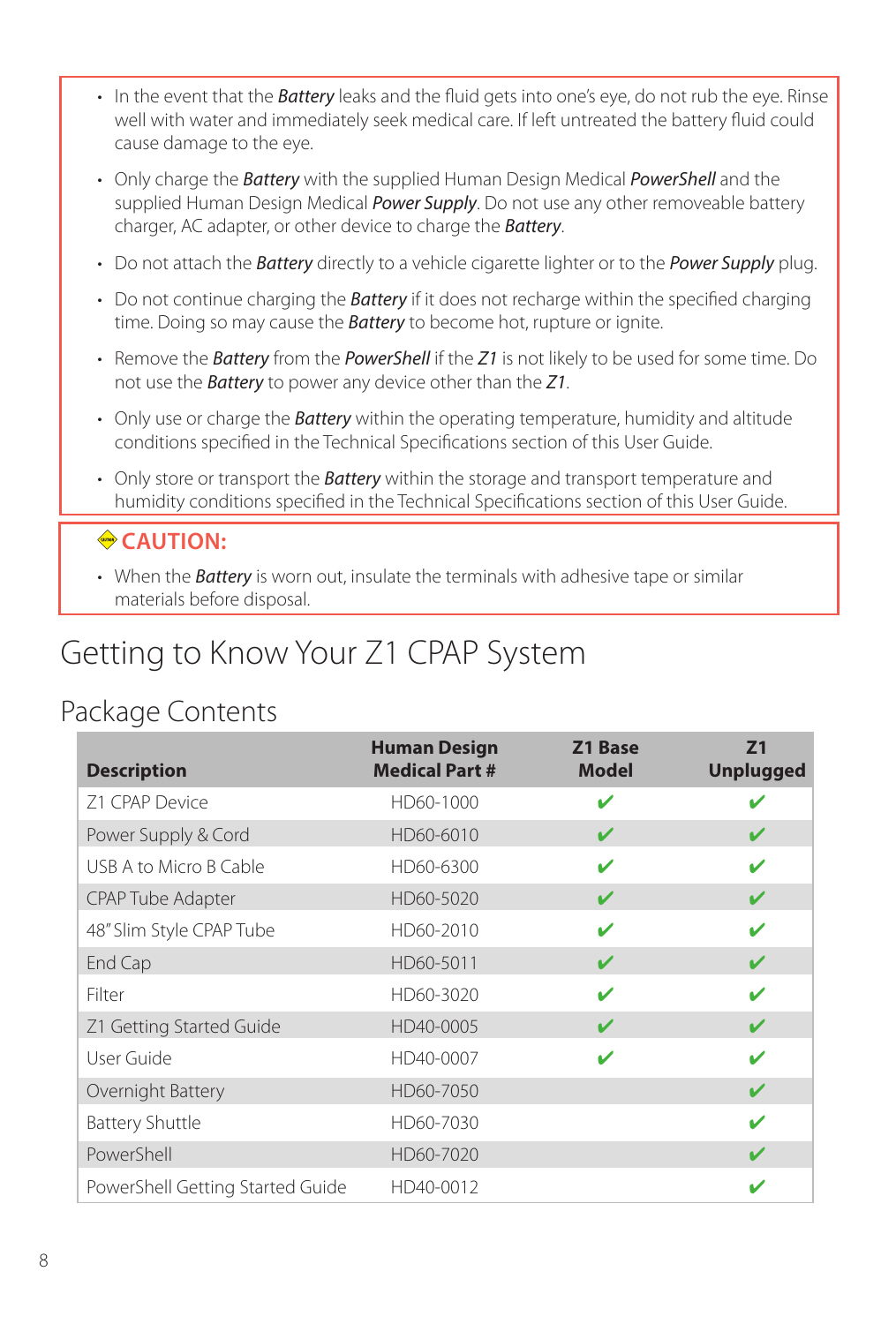- In the event that the ***Battery*** leaks and the fluid gets into one's eye, do not rub the eye. Rinse well with water and immediately seek medical care. If left untreated the battery fluid could cause damage to the eye.
- Only charge the ***Battery*** with the supplied Human Design Medical ***PowerShell*** and the supplied Human Design Medical ***Power Supply***. Do not use any other removeable battery charger, AC adapter, or other device to charge the ***Battery***.
- Do not attach the ***Battery*** directly to a vehicle cigarette lighter or to the ***Power Supply*** plug.
- Do not continue charging the ***Battery*** if it does not recharge within the specified charging time. Doing so may cause the ***Battery*** to become hot, rupture or ignite.
- Remove the ***Battery*** from the ***PowerShell*** if the ***Z1*** is not likely to be used for some time. Do not use the ***Battery*** to power any device other than the ***Z1***.
- Only use or charge the ***Battery*** within the operating temperature, humidity and altitude conditions specified in the Technical Specifications section of this User Guide.
- Only store or transport the ***Battery*** within the storage and transport temperature and humidity conditions specified in the Technical Specifications section of this User Guide.

**CAUTION:**

- When the ***Battery*** is worn out, insulate the terminals with adhesive tape or similar materials before disposal.

# Getting to Know Your Z1 CPAP System

## Package Contents

| Description | Human Design Medical Part # | Z1 Base Model | Z1 Unplugged |
|---|---|---|---|
| Z1 CPAP Device | HD60-1000 | ✔ | ✔ |
| Power Supply & Cord | HD60-6010 | ✔ | ✔ |
| USB A to Micro B Cable | HD60-6300 | ✔ | ✔ |
| CPAP Tube Adapter | HD60-5020 | ✔ | ✔ |
| 48" Slim Style CPAP Tube | HD60-2010 | ✔ | ✔ |
| End Cap | HD60-5011 | ✔ | ✔ |
| Filter | HD60-3020 | ✔ | ✔ |
| Z1 Getting Started Guide | HD40-0005 | ✔ | ✔ |
| User Guide | HD40-0007 | ✔ | ✔ |
| Overnight Battery | HD60-7050 | | ✔ |
| Battery Shuttle | HD60-7030 | | ✔ |
| PowerShell | HD60-7020 | | ✔ |
| PowerShell Getting Started Guide | HD40-0012 | | ✔ |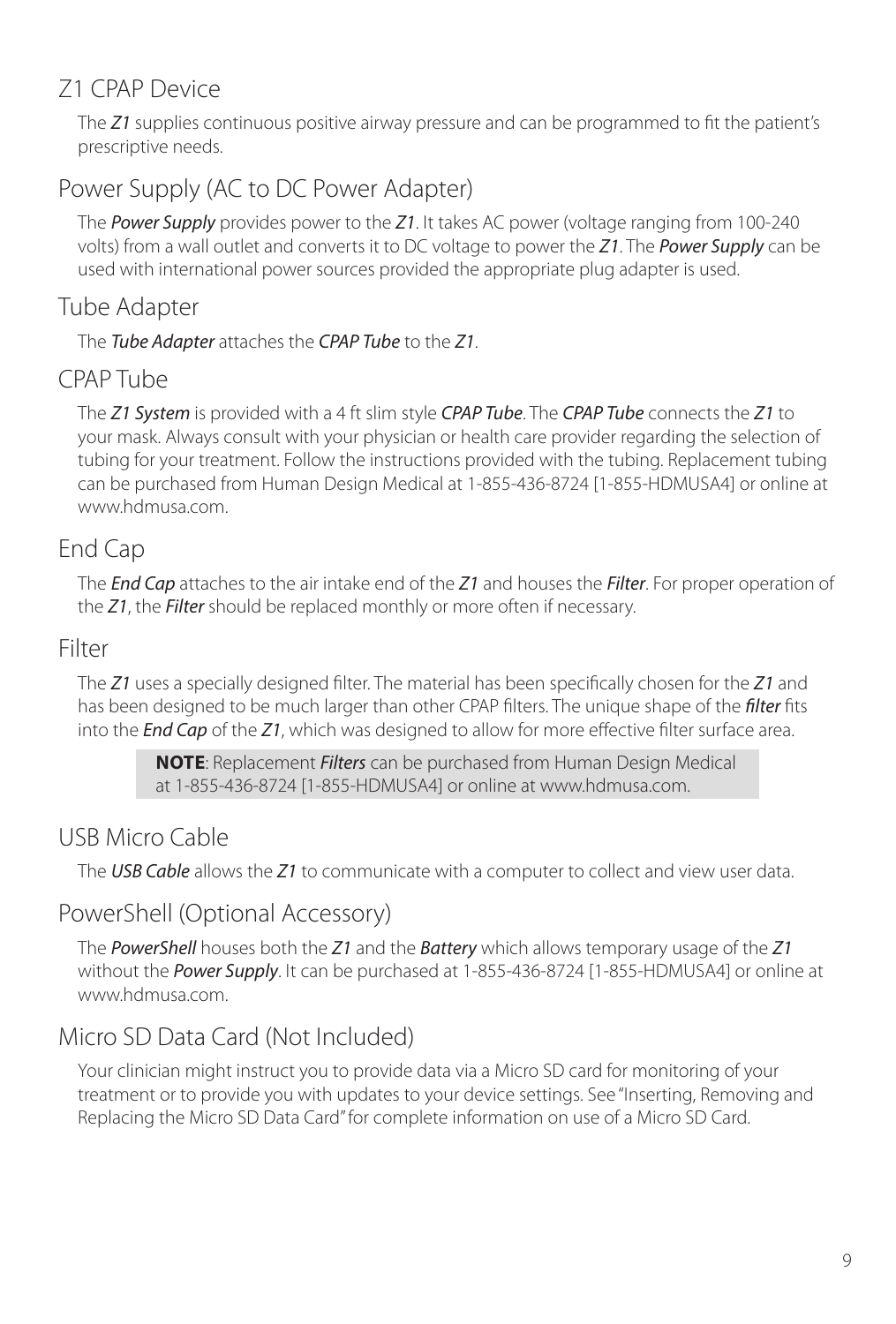## Z1 CPAP Device

The *Z1* supplies continuous positive airway pressure and can be programmed to fit the patient's prescriptive needs.

## Power Supply (AC to DC Power Adapter)

The *Power Supply* provides power to the *Z1*. It takes AC power (voltage ranging from 100-240 volts) from a wall outlet and converts it to DC voltage to power the *Z1*. The *Power Supply* can be used with international power sources provided the appropriate plug adapter is used.

## Tube Adapter

The *Tube Adapter* attaches the *CPAP Tube* to the *Z1*.

## CPAP Tube

The *Z1 System* is provided with a 4 ft slim style *CPAP Tube*. The *CPAP Tube* connects the *Z1* to your mask. Always consult with your physician or health care provider regarding the selection of tubing for your treatment. Follow the instructions provided with the tubing. Replacement tubing can be purchased from Human Design Medical at 1-855-436-8724 [1-855-HDMUSA4] or online at www.hdmusa.com.

## End Cap

The *End Cap* attaches to the air intake end of the *Z1* and houses the *Filter*. For proper operation of the *Z1*, the *Filter* should be replaced monthly or more often if necessary.

## Filter

The *Z1* uses a specially designed filter. The material has been specifically chosen for the *Z1* and has been designed to be much larger than other CPAP filters. The unique shape of the *filter* fits into the *End Cap* of the *Z1*, which was designed to allow for more effective filter surface area.

> **NOTE**: Replacement *Filters* can be purchased from Human Design Medical at 1-855-436-8724 [1-855-HDMUSA4] or online at www.hdmusa.com.

## USB Micro Cable

The *USB Cable* allows the *Z1* to communicate with a computer to collect and view user data.

## PowerShell (Optional Accessory)

The *PowerShell* houses both the *Z1* and the *Battery* which allows temporary usage of the *Z1* without the *Power Supply*. It can be purchased at 1-855-436-8724 [1-855-HDMUSA4] or online at www.hdmusa.com.

## Micro SD Data Card (Not Included)

Your clinician might instruct you to provide data via a Micro SD card for monitoring of your treatment or to provide you with updates to your device settings. See "Inserting, Removing and Replacing the Micro SD Data Card" for complete information on use of a Micro SD Card.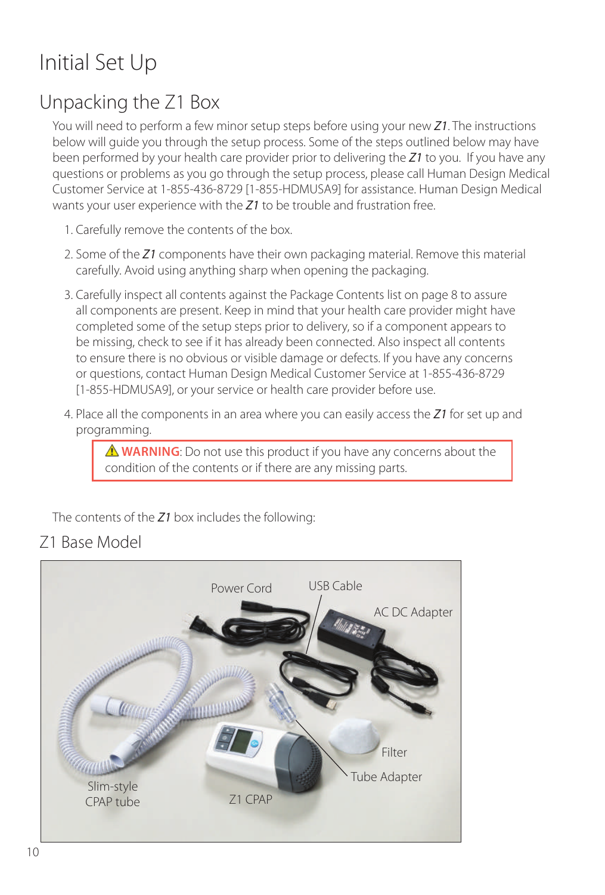# Initial Set Up

## Unpacking the Z1 Box

You will need to perform a few minor setup steps before using your new ***Z1***. The instructions below will guide you through the setup process. Some of the steps outlined below may have been performed by your health care provider prior to delivering the ***Z1*** to you. If you have any questions or problems as you go through the setup process, please call Human Design Medical Customer Service at 1-855-436-8729 [1-855-HDMUSA9] for assistance. Human Design Medical wants your user experience with the ***Z1*** to be trouble and frustration free.

1. Carefully remove the contents of the box.
2. Some of the ***Z1*** components have their own packaging material. Remove this material carefully. Avoid using anything sharp when opening the packaging.
3. Carefully inspect all contents against the Package Contents list on page 8 to assure all components are present. Keep in mind that your health care provider might have completed some of the setup steps prior to delivery, so if a component appears to be missing, check to see if it has already been connected. Also inspect all contents to ensure there is no obvious or visible damage or defects. If you have any concerns or questions, contact Human Design Medical Customer Service at 1-855-436-8729 [1-855-HDMUSA9], or your service or health care provider before use.
4. Place all the components in an area where you can easily access the ***Z1*** for set up and programming.

> ⚠ **WARNING**: Do not use this product if you have any concerns about the condition of the contents or if there are any missing parts.

The contents of the ***Z1*** box includes the following:

### Z1 Base Model

Power Cord, USB Cable, AC DC Adapter, Filter, Tube Adapter, Z1 CPAP, Slim-style CPAP tube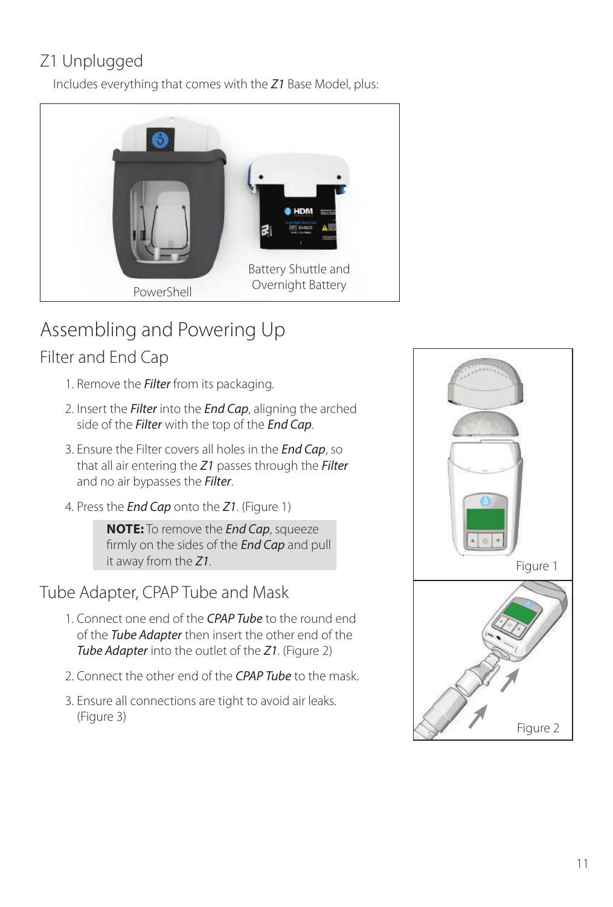## Z1 Unplugged

Includes everything that comes with the *Z1* Base Model, plus:

PowerShell

Battery Shuttle and Overnight Battery

# Assembling and Powering Up

## Filter and End Cap

1. Remove the ***Filter*** from its packaging.
2. Insert the ***Filter*** into the ***End Cap***, aligning the arched side of the ***Filter*** with the top of the ***End Cap***.
3. Ensure the Filter covers all holes in the ***End Cap***, so that all air entering the ***Z1*** passes through the ***Filter*** and no air bypasses the ***Filter***.
4. Press the ***End Cap*** onto the ***Z1***. (Figure 1)

> **NOTE:** To remove the ***End Cap***, squeeze firmly on the sides of the ***End Cap*** and pull it away from the ***Z1***.

Figure 1

## Tube Adapter, CPAP Tube and Mask

1. Connect one end of the ***CPAP Tube*** to the round end of the ***Tube Adapter*** then insert the other end of the ***Tube Adapter*** into the outlet of the ***Z1***. (Figure 2)
2. Connect the other end of the ***CPAP Tube*** to the mask.
3. Ensure all connections are tight to avoid air leaks. (Figure 3)

Figure 2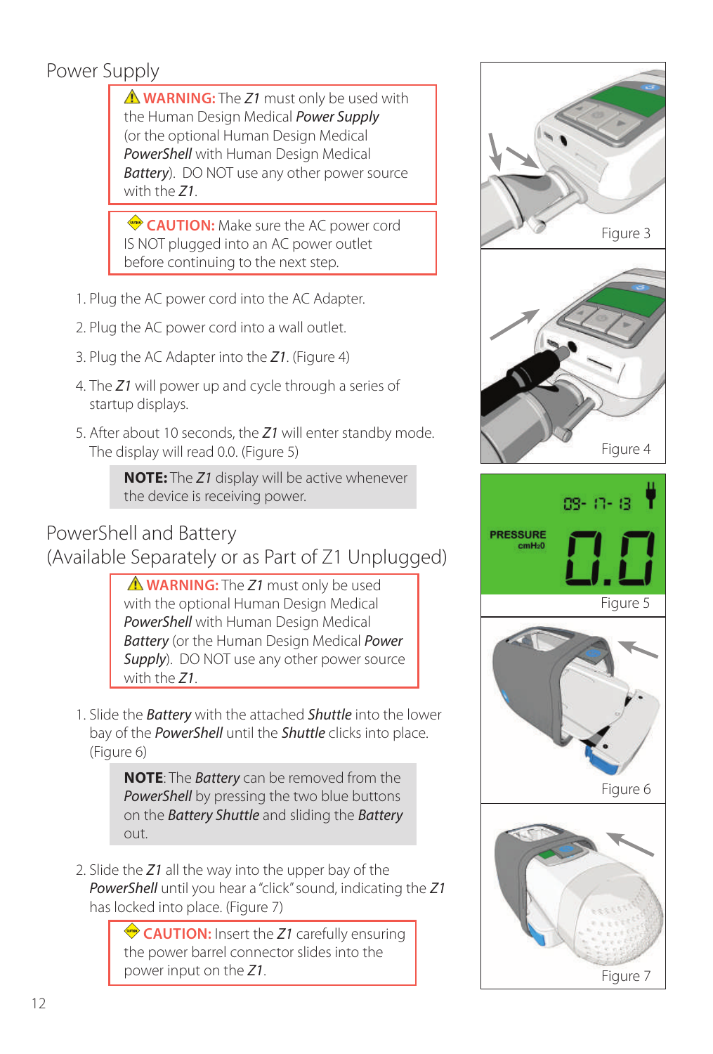## Power Supply

⚠ **WARNING:** The ***Z1*** must only be used with the Human Design Medical ***Power Supply*** (or the optional Human Design Medical ***PowerShell*** with Human Design Medical ***Battery***). DO NOT use any other power source with the ***Z1***.

**CAUTION:** Make sure the AC power cord IS NOT plugged into an AC power outlet before continuing to the next step.

1. Plug the AC power cord into the AC Adapter.
2. Plug the AC power cord into a wall outlet.
3. Plug the AC Adapter into the ***Z1***. (Figure 4)
4. The ***Z1*** will power up and cycle through a series of startup displays.
5. After about 10 seconds, the ***Z1*** will enter standby mode. The display will read 0.0. (Figure 5)

**NOTE:** The ***Z1*** display will be active whenever the device is receiving power.

## PowerShell and Battery (Available Separately or as Part of Z1 Unplugged)

⚠ **WARNING:** The ***Z1*** must only be used with the optional Human Design Medical ***PowerShell*** with Human Design Medical ***Battery*** (or the Human Design Medical ***Power Supply***). DO NOT use any other power source with the ***Z1***.

1. Slide the ***Battery*** with the attached ***Shuttle*** into the lower bay of the ***PowerShell*** until the ***Shuttle*** clicks into place. (Figure 6)

   **NOTE**: The ***Battery*** can be removed from the ***PowerShell*** by pressing the two blue buttons on the ***Battery Shuttle*** and sliding the ***Battery*** out.

2. Slide the ***Z1*** all the way into the upper bay of the ***PowerShell*** until you hear a "click" sound, indicating the ***Z1*** has locked into place. (Figure 7)

   **CAUTION:** Insert the ***Z1*** carefully ensuring the power barrel connector slides into the power input on the ***Z1***.

Figure 3

Figure 4

Figure 5

Figure 6

Figure 7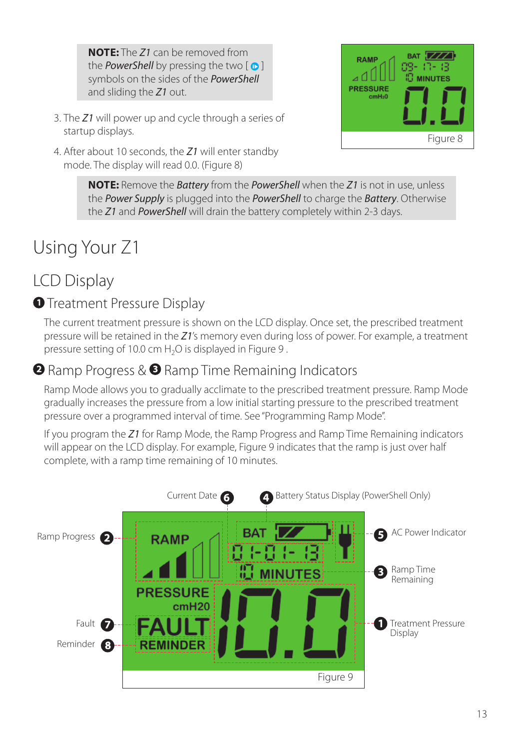**NOTE:** The *Z1* can be removed from the *PowerShell* by pressing the two [ ] symbols on the sides of the *PowerShell* and sliding the *Z1* out.

3. The *Z1* will power up and cycle through a series of startup displays.

4. After about 10 seconds, the *Z1* will enter standby mode. The display will read 0.0. (Figure 8)

Figure 8

**NOTE:** Remove the *Battery* from the *PowerShell* when the *Z1* is not in use, unless the *Power Supply* is plugged into the *PowerShell* to charge the *Battery*. Otherwise the *Z1* and *PowerShell* will drain the battery completely within 2-3 days.

# Using Your Z1

## LCD Display

### ❶ Treatment Pressure Display

The current treatment pressure is shown on the LCD display. Once set, the prescribed treatment pressure will be retained in the *Z1*'s memory even during loss of power. For example, a treatment pressure setting of 10.0 cm $H_2O$ is displayed in Figure 9 .

### ❷ Ramp Progress & ❸ Ramp Time Remaining Indicators

Ramp Mode allows you to gradually acclimate to the prescribed treatment pressure. Ramp Mode gradually increases the pressure from a low initial starting pressure to the prescribed treatment pressure over a programmed interval of time. See "Programming Ramp Mode".

If you program the *Z1* for Ramp Mode, the Ramp Progress and Ramp Time Remaining indicators will appear on the LCD display. For example, Figure 9 indicates that the ramp is just over half complete, with a ramp time remaining of 10 minutes.

Current Date ❻ | ❹ Battery Status Display (PowerShell Only) | ❺ AC Power Indicator | ❷ Ramp Progress | ❸ Ramp Time Remaining | ❶ Treatment Pressure Display | ❼ Fault | ❽ Reminder

Figure 9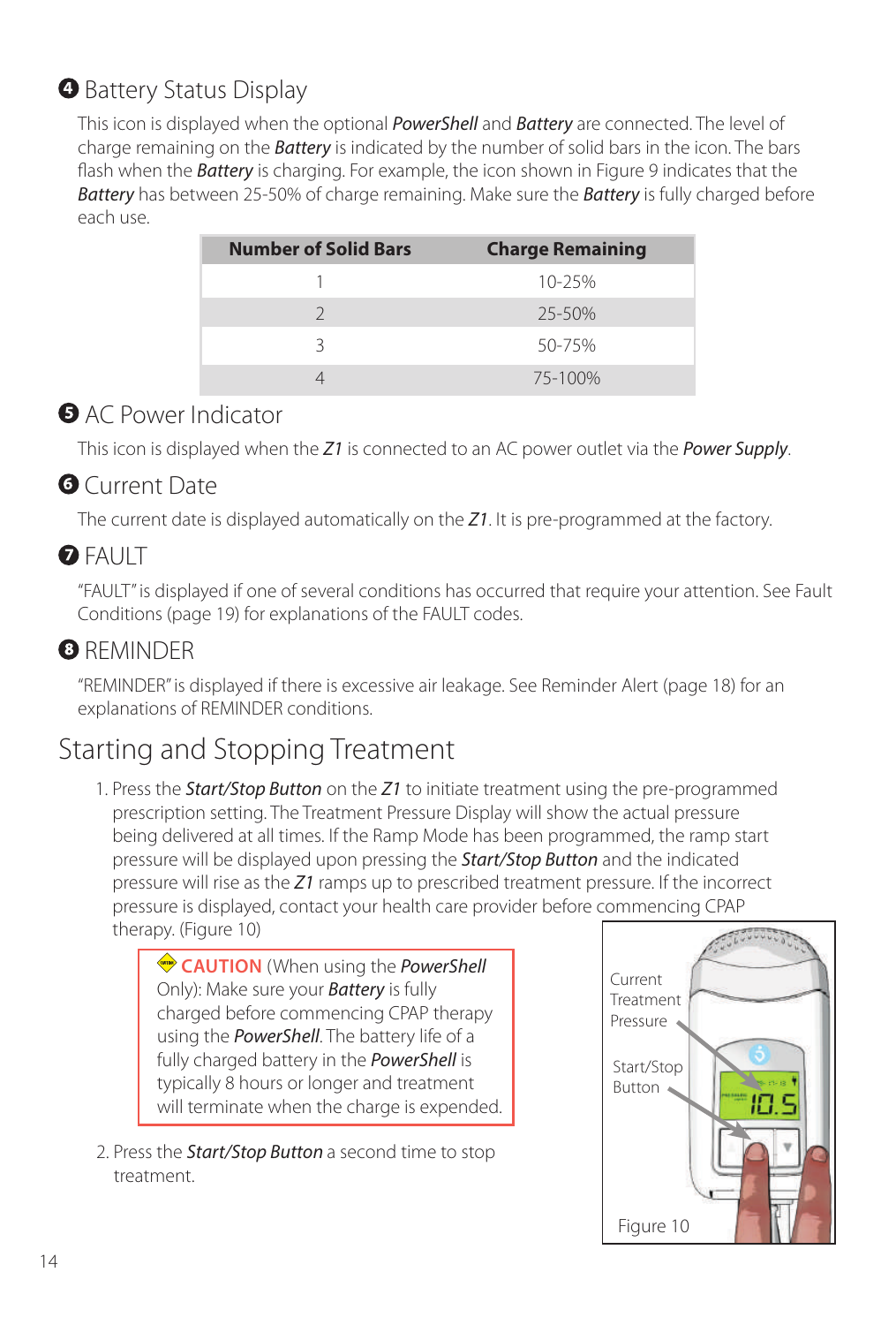## ❹ Battery Status Display

This icon is displayed when the optional ***PowerShell*** and ***Battery*** are connected. The level of charge remaining on the ***Battery*** is indicated by the number of solid bars in the icon. The bars flash when the ***Battery*** is charging. For example, the icon shown in Figure 9 indicates that the ***Battery*** has between 25-50% of charge remaining. Make sure the ***Battery*** is fully charged before each use.

| Number of Solid Bars | Charge Remaining |
|---|---|
| 1 | 10-25% |
| 2 | 25-50% |
| 3 | 50-75% |
| 4 | 75-100% |

## ❺ AC Power Indicator

This icon is displayed when the ***Z1*** is connected to an AC power outlet via the ***Power Supply***.

## ❻ Current Date

The current date is displayed automatically on the ***Z1***. It is pre-programmed at the factory.

## ❼ FAULT

"FAULT" is displayed if one of several conditions has occurred that require your attention. See Fault Conditions (page 19) for explanations of the FAULT codes.

## ❽ REMINDER

"REMINDER" is displayed if there is excessive air leakage. See Reminder Alert (page 18) for an explanations of REMINDER conditions.

# Starting and Stopping Treatment

1. Press the ***Start/Stop Button*** on the ***Z1*** to initiate treatment using the pre-programmed prescription setting. The Treatment Pressure Display will show the actual pressure being delivered at all times. If the Ramp Mode has been programmed, the ramp start pressure will be displayed upon pressing the ***Start/Stop Button*** and the indicated pressure will rise as the ***Z1*** ramps up to prescribed treatment pressure. If the incorrect pressure is displayed, contact your health care provider before commencing CPAP therapy. (Figure 10)

> **CAUTION** (When using the ***PowerShell*** Only): Make sure your ***Battery*** is fully charged before commencing CPAP therapy using the ***PowerShell***. The battery life of a fully charged battery in the ***PowerShell*** is typically 8 hours or longer and treatment will terminate when the charge is expended.

2. Press the ***Start/Stop Button*** a second time to stop treatment.

Current Treatment Pressure

Start/Stop Button

Figure 10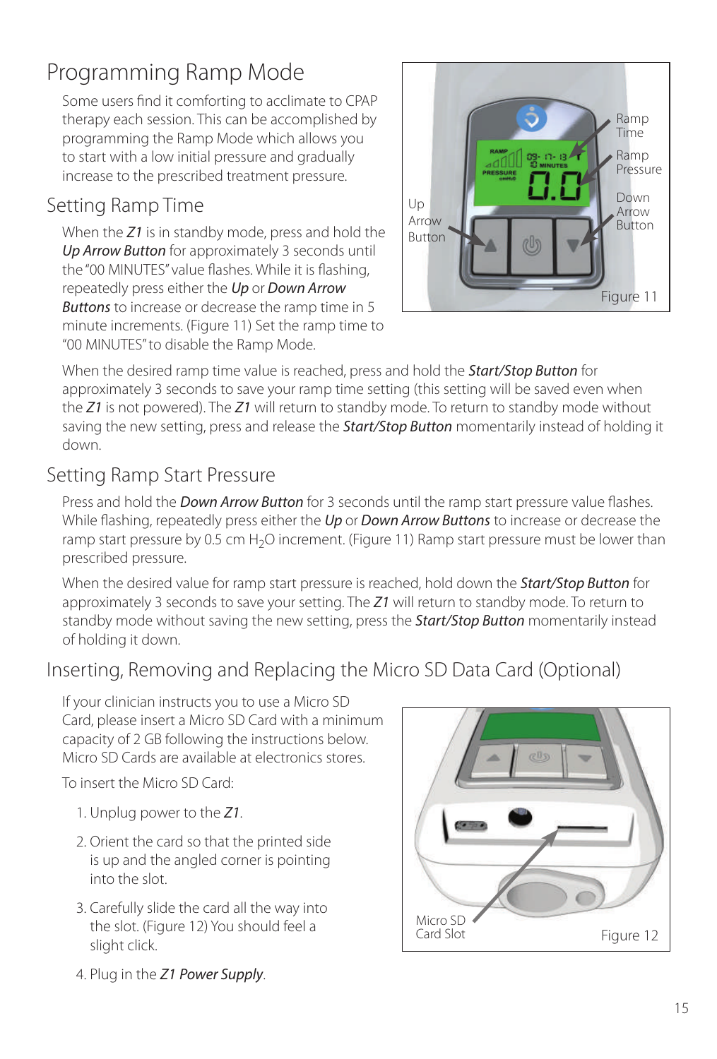# Programming Ramp Mode

Some users find it comforting to acclimate to CPAP therapy each session. This can be accomplished by programming the Ramp Mode which allows you to start with a low initial pressure and gradually increase to the prescribed treatment pressure.

## Setting Ramp Time

When the *Z1* is in standby mode, press and hold the *Up Arrow Button* for approximately 3 seconds until the "00 MINUTES" value flashes. While it is flashing, repeatedly press either the *Up* or *Down Arrow Buttons* to increase or decrease the ramp time in 5 minute increments. (Figure 11) Set the ramp time to "00 MINUTES" to disable the Ramp Mode.

Figure 11

When the desired ramp time value is reached, press and hold the ***Start/Stop Button*** for approximately 3 seconds to save your ramp time setting (this setting will be saved even when the *Z1* is not powered). The *Z1* will return to standby mode. To return to standby mode without saving the new setting, press and release the ***Start/Stop Button*** momentarily instead of holding it down.

## Setting Ramp Start Pressure

Press and hold the *Down Arrow Button* for 3 seconds until the ramp start pressure value flashes. While flashing, repeatedly press either the *Up* or *Down Arrow Buttons* to increase or decrease the ramp start pressure by 0.5 cm $H_2O$ increment. (Figure 11) Ramp start pressure must be lower than prescribed pressure.

When the desired value for ramp start pressure is reached, hold down the ***Start/Stop Button*** for approximately 3 seconds to save your setting. The *Z1* will return to standby mode. To return to standby mode without saving the new setting, press the ***Start/Stop Button*** momentarily instead of holding it down.

# Inserting, Removing and Replacing the Micro SD Data Card (Optional)

If your clinician instructs you to use a Micro SD Card, please insert a Micro SD Card with a minimum capacity of 2 GB following the instructions below. Micro SD Cards are available at electronics stores.

To insert the Micro SD Card:

1. Unplug power to the *Z1*.
2. Orient the card so that the printed side is up and the angled corner is pointing into the slot.
3. Carefully slide the card all the way into the slot. (Figure 12) You should feel a slight click.
4. Plug in the ***Z1 Power Supply***.

Figure 12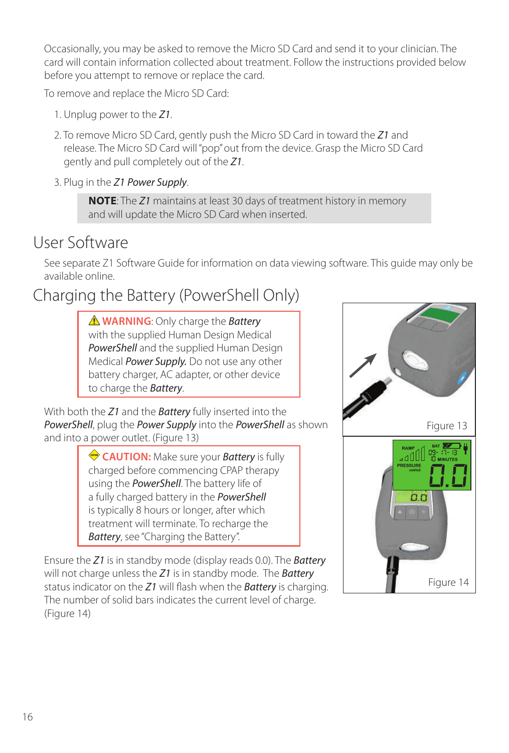Occasionally, you may be asked to remove the Micro SD Card and send it to your clinician. The card will contain information collected about treatment. Follow the instructions provided below before you attempt to remove or replace the card.

To remove and replace the Micro SD Card:

1. Unplug power to the *Z1*.
2. To remove Micro SD Card, gently push the Micro SD Card in toward the *Z1* and release. The Micro SD Card will "pop" out from the device. Grasp the Micro SD Card gently and pull completely out of the *Z1*.
3. Plug in the *Z1 Power Supply*.

> **NOTE**: The *Z1* maintains at least 30 days of treatment history in memory and will update the Micro SD Card when inserted.

## User Software

See separate Z1 Software Guide for information on data viewing software. This guide may only be available online.

## Charging the Battery (PowerShell Only)

> ⚠ **WARNING**: Only charge the *Battery* with the supplied Human Design Medical *PowerShell* and the supplied Human Design Medical *Power Supply.* Do not use any other battery charger, AC adapter, or other device to charge the *Battery*.

With both the *Z1* and the *Battery* fully inserted into the *PowerShell*, plug the *Power Supply* into the *PowerShell* as shown and into a power outlet. (Figure 13)

Figure 13

> **CAUTION:** Make sure your *Battery* is fully charged before commencing CPAP therapy using the *PowerShell*. The battery life of a fully charged battery in the *PowerShell* is typically 8 hours or longer, after which treatment will terminate. To recharge the *Battery*, see "Charging the Battery".

Ensure the *Z1* is in standby mode (display reads 0.0). The *Battery* will not charge unless the *Z1* is in standby mode. The *Battery* status indicator on the *Z1* will flash when the *Battery* is charging. The number of solid bars indicates the current level of charge. (Figure 14)

Figure 14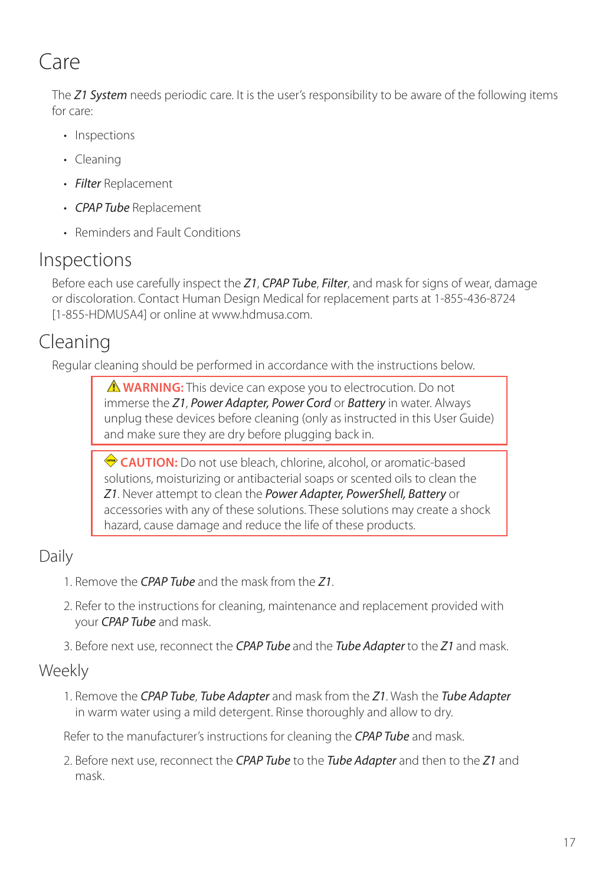# Care

The *Z1 System* needs periodic care. It is the user's responsibility to be aware of the following items for care:

- Inspections
- Cleaning
- *Filter* Replacement
- *CPAP Tube* Replacement
- Reminders and Fault Conditions

## Inspections

Before each use carefully inspect the *Z1*, *CPAP Tube*, *Filter*, and mask for signs of wear, damage or discoloration. Contact Human Design Medical for replacement parts at 1-855-436-8724 [1-855-HDMUSA4] or online at www.hdmusa.com.

## Cleaning

Regular cleaning should be performed in accordance with the instructions below.

> ⚠ **WARNING:** This device can expose you to electrocution. Do not immerse the *Z1*, *Power Adapter, Power Cord* or *Battery* in water. Always unplug these devices before cleaning (only as instructed in this User Guide) and make sure they are dry before plugging back in.

> **CAUTION:** Do not use bleach, chlorine, alcohol, or aromatic-based solutions, moisturizing or antibacterial soaps or scented oils to clean the *Z1*. Never attempt to clean the *Power Adapter, PowerShell, Battery* or accessories with any of these solutions. These solutions may create a shock hazard, cause damage and reduce the life of these products.

### Daily

1. Remove the *CPAP Tube* and the mask from the *Z1*.
2. Refer to the instructions for cleaning, maintenance and replacement provided with your *CPAP Tube* and mask.
3. Before next use, reconnect the *CPAP Tube* and the *Tube Adapter* to the *Z1* and mask.

### Weekly

1. Remove the *CPAP Tube*, *Tube Adapter* and mask from the *Z1*. Wash the *Tube Adapter* in warm water using a mild detergent. Rinse thoroughly and allow to dry.

   Refer to the manufacturer's instructions for cleaning the *CPAP Tube* and mask.

2. Before next use, reconnect the *CPAP Tube* to the *Tube Adapter* and then to the *Z1* and mask.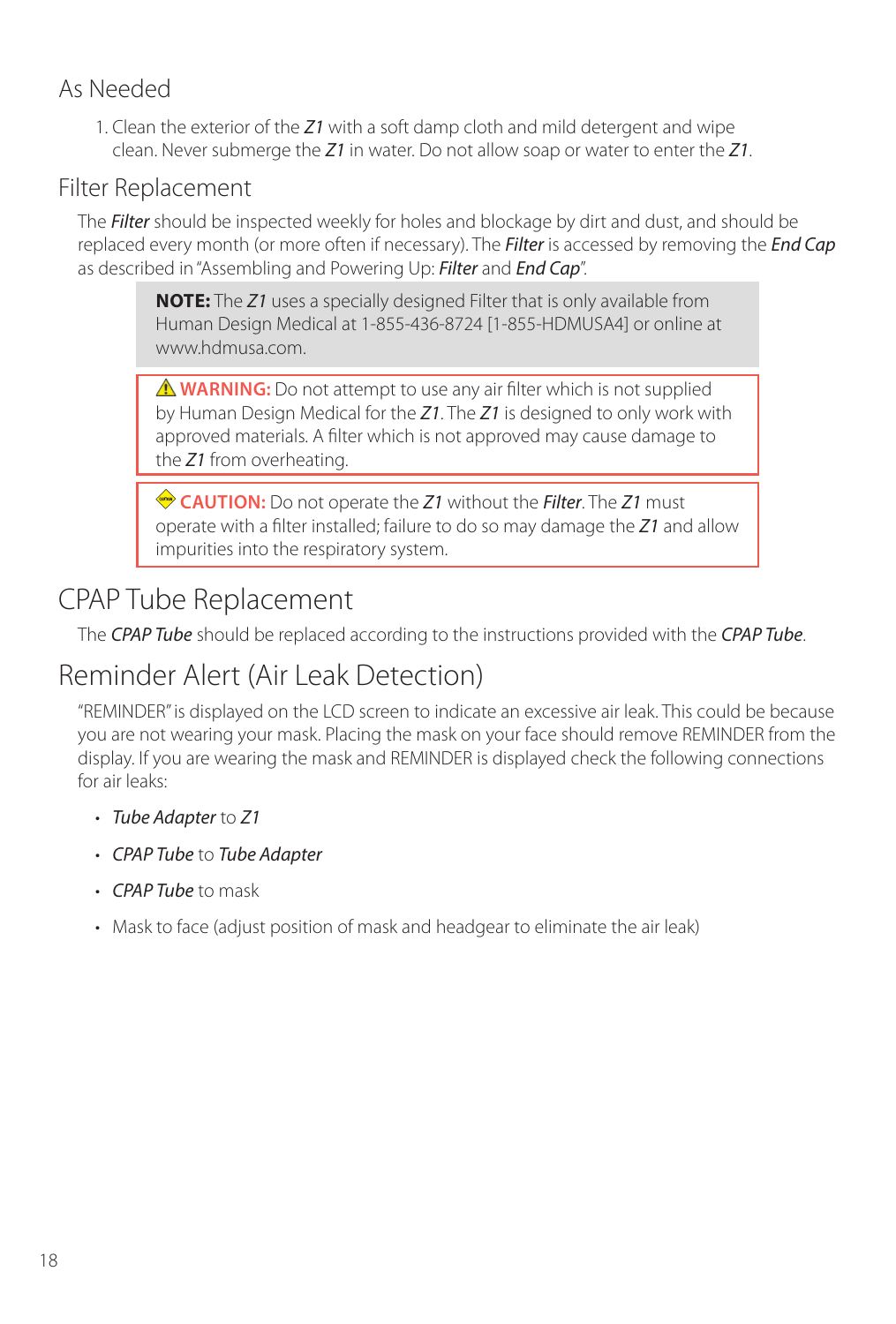## As Needed

1. Clean the exterior of the ***Z1*** with a soft damp cloth and mild detergent and wipe clean. Never submerge the ***Z1*** in water. Do not allow soap or water to enter the ***Z1***.

## Filter Replacement

The ***Filter*** should be inspected weekly for holes and blockage by dirt and dust, and should be replaced every month (or more often if necessary). The ***Filter*** is accessed by removing the ***End Cap*** as described in "Assembling and Powering Up: ***Filter*** and ***End Cap***".

> **NOTE:** The ***Z1*** uses a specially designed Filter that is only available from Human Design Medical at 1-855-436-8724 [1-855-HDMUSA4] or online at www.hdmusa.com.

> ⚠ **WARNING:** Do not attempt to use any air filter which is not supplied by Human Design Medical for the ***Z1***. The ***Z1*** is designed to only work with approved materials. A filter which is not approved may cause damage to the ***Z1*** from overheating.

> **CAUTION:** Do not operate the ***Z1*** without the ***Filter***. The ***Z1*** must operate with a filter installed; failure to do so may damage the ***Z1*** and allow impurities into the respiratory system.

# CPAP Tube Replacement

The ***CPAP Tube*** should be replaced according to the instructions provided with the ***CPAP Tube***.

# Reminder Alert (Air Leak Detection)

"REMINDER" is displayed on the LCD screen to indicate an excessive air leak. This could be because you are not wearing your mask. Placing the mask on your face should remove REMINDER from the display. If you are wearing the mask and REMINDER is displayed check the following connections for air leaks:

- ***Tube Adapter*** to ***Z1***
- ***CPAP Tube*** to ***Tube Adapter***
- ***CPAP Tube*** to mask
- Mask to face (adjust position of mask and headgear to eliminate the air leak)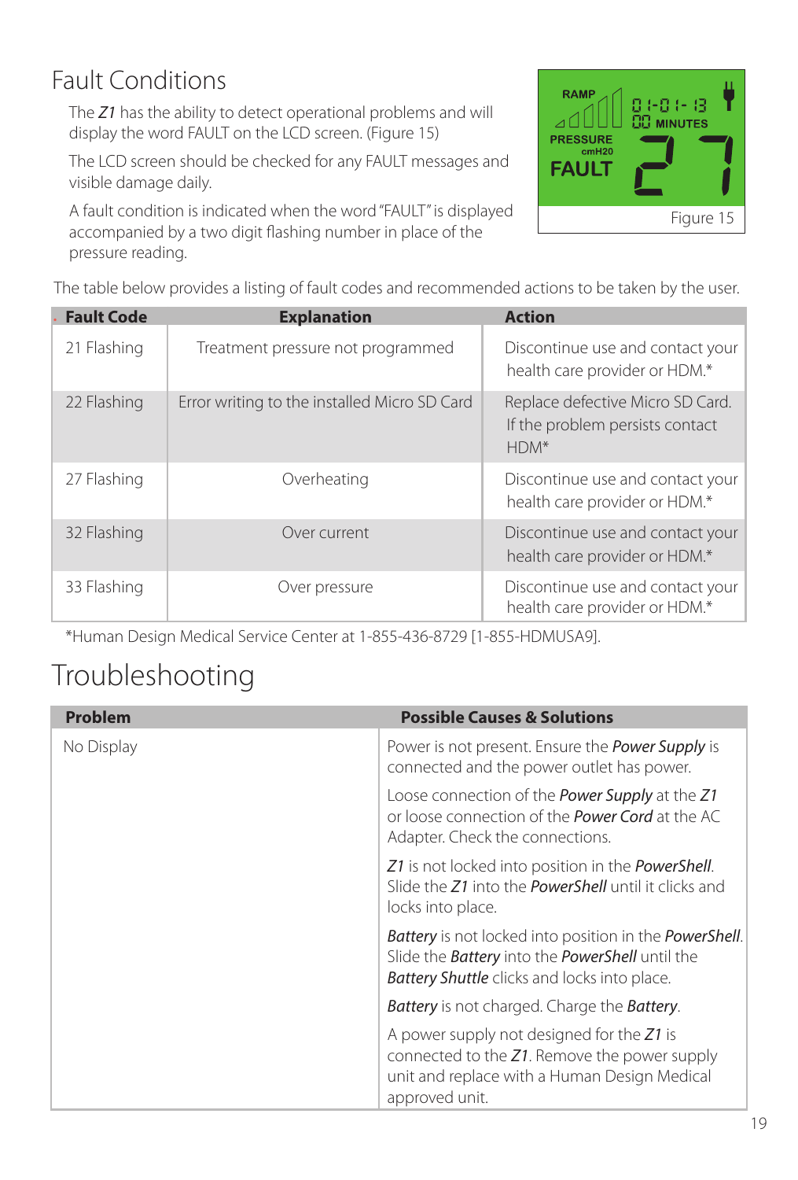## Fault Conditions

The *Z1* has the ability to detect operational problems and will display the word FAULT on the LCD screen. (Figure 15)

The LCD screen should be checked for any FAULT messages and visible damage daily.

A fault condition is indicated when the word "FAULT" is displayed accompanied by a two digit flashing number in place of the pressure reading.

Figure 15

The table below provides a listing of fault codes and recommended actions to be taken by the user.

| Fault Code | Explanation | Action |
|---|---|---|
| 21 Flashing | Treatment pressure not programmed | Discontinue use and contact your health care provider or HDM.* |
| 22 Flashing | Error writing to the installed Micro SD Card | Replace defective Micro SD Card. If the problem persists contact HDM* |
| 27 Flashing | Overheating | Discontinue use and contact your health care provider or HDM.* |
| 32 Flashing | Over current | Discontinue use and contact your health care provider or HDM.* |
| 33 Flashing | Over pressure | Discontinue use and contact your health care provider or HDM.* |

*Human Design Medical Service Center at 1-855-436-8729 [1-855-HDMUSA9].

## Troubleshooting

| Problem | Possible Causes & Solutions |
|---|---|
| No Display | Power is not present. Ensure the ***Power Supply*** is connected and the power outlet has power. |
| | Loose connection of the ***Power Supply*** at the ***Z1*** or loose connection of the ***Power Cord*** at the AC Adapter. Check the connections. |
| | ***Z1*** is not locked into position in the ***PowerShell***. Slide the ***Z1*** into the ***PowerShell*** until it clicks and locks into place. |
| | ***Battery*** is not locked into position in the ***PowerShell***. Slide the ***Battery*** into the ***PowerShell*** until the ***Battery Shuttle*** clicks and locks into place. |
| | ***Battery*** is not charged. Charge the ***Battery***. |
| | A power supply not designed for the ***Z1*** is connected to the ***Z1***. Remove the power supply unit and replace with a Human Design Medical approved unit. |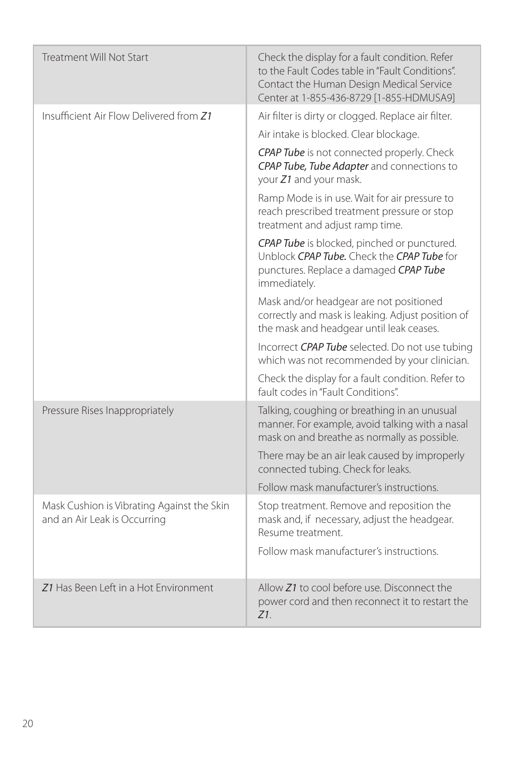| | |
|---|---|
| Treatment Will Not Start | Check the display for a fault condition. Refer to the Fault Codes table in "Fault Conditions". Contact the Human Design Medical Service Center at 1-855-436-8729 [1-855-HDMUSA9] |
| Insufficient Air Flow Delivered from ***Z1*** | Air filter is dirty or clogged. Replace air filter. |
| | Air intake is blocked. Clear blockage. |
| | ***CPAP Tube*** is not connected properly. Check ***CPAP Tube, Tube Adapter*** and connections to your ***Z1*** and your mask. |
| | Ramp Mode is in use. Wait for air pressure to reach prescribed treatment pressure or stop treatment and adjust ramp time. |
| | ***CPAP Tube*** is blocked, pinched or punctured. Unblock ***CPAP Tube.*** Check the ***CPAP Tube*** for punctures. Replace a damaged ***CPAP Tube*** immediately. |
| | Mask and/or headgear are not positioned correctly and mask is leaking. Adjust position of the mask and headgear until leak ceases. |
| | Incorrect ***CPAP Tube*** selected. Do not use tubing which was not recommended by your clinician. |
| | Check the display for a fault condition. Refer to fault codes in "Fault Conditions". |
| Pressure Rises Inappropriately | Talking, coughing or breathing in an unusual manner. For example, avoid talking with a nasal mask on and breathe as normally as possible. |
| | There may be an air leak caused by improperly connected tubing. Check for leaks. |
| | Follow mask manufacturer's instructions. |
| Mask Cushion is Vibrating Against the Skin and an Air Leak is Occurring | Stop treatment. Remove and reposition the mask and, if necessary, adjust the headgear. Resume treatment. |
| | Follow mask manufacturer's instructions. |
| ***Z1*** Has Been Left in a Hot Environment | Allow ***Z1*** to cool before use. Disconnect the power cord and then reconnect it to restart the ***Z1***. |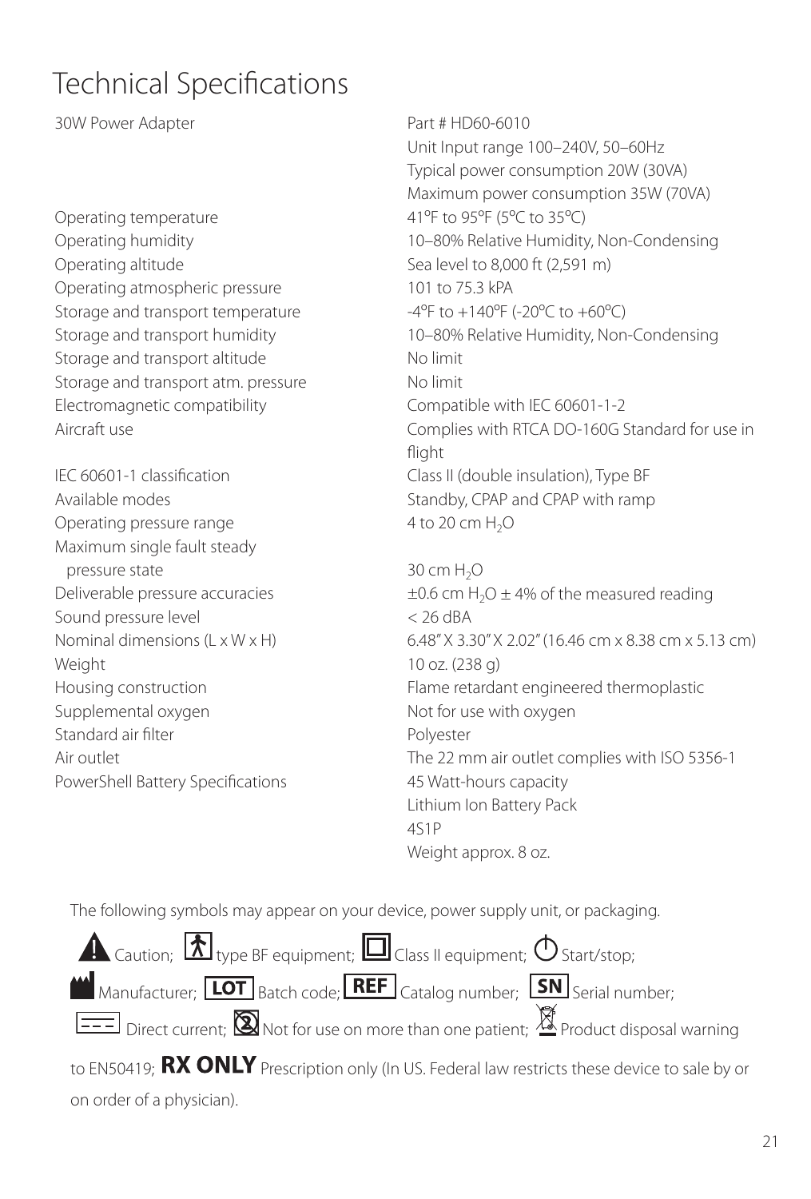# Technical Specifications

| | |
|---|---|
| 30W Power Adapter | Part # HD60-6010<br>Unit Input range 100–240V, 50–60Hz<br>Typical power consumption 20W (30VA)<br>Maximum power consumption 35W (70VA) |
| Operating temperature | 41ºF to 95ºF (5ºC to 35ºC) |
| Operating humidity | 10–80% Relative Humidity, Non-Condensing |
| Operating altitude | Sea level to 8,000 ft (2,591 m) |
| Operating atmospheric pressure | 101 to 75.3 kPA |
| Storage and transport temperature | -4ºF to +140ºF (-20ºC to +60ºC) |
| Storage and transport humidity | 10–80% Relative Humidity, Non-Condensing |
| Storage and transport altitude | No limit |
| Storage and transport atm. pressure | No limit |
| Electromagnetic compatibility | Compatible with IEC 60601-1-2 |
| Aircraft use | Complies with RTCA DO-160G Standard for use in flight |
| IEC 60601-1 classification | Class II (double insulation), Type BF |
| Available modes | Standby, CPAP and CPAP with ramp |
| Operating pressure range | 4 to 20 cm $H_2O$ |
| Maximum single fault steady pressure state | 30 cm $H_2O$ |
| Deliverable pressure accuracies | ±0.6 cm $H_2O$ ± 4% of the measured reading |
| Sound pressure level | < 26 dBA |
| Nominal dimensions (L x W x H) | 6.48" X 3.30" X 2.02" (16.46 cm x 8.38 cm x 5.13 cm) |
| Weight | 10 oz. (238 g) |
| Housing construction | Flame retardant engineered thermoplastic |
| Supplemental oxygen | Not for use with oxygen |
| Standard air filter | Polyester |
| Air outlet | The 22 mm air outlet complies with ISO 5356-1 |
| PowerShell Battery Specifications | 45 Watt-hours capacity<br>Lithium Ion Battery Pack<br>4S1P<br>Weight approx. 8 oz. |

The following symbols may appear on your device, power supply unit, or packaging.

Caution; type BF equipment; Class II equipment; Start/stop; Manufacturer; **LOT** Batch code; **REF** Catalog number; **SN** Serial number; Direct current; Not for use on more than one patient; Product disposal warning to EN50419; **RX ONLY** Prescription only (In US. Federal law restricts these device to sale by or on order of a physician).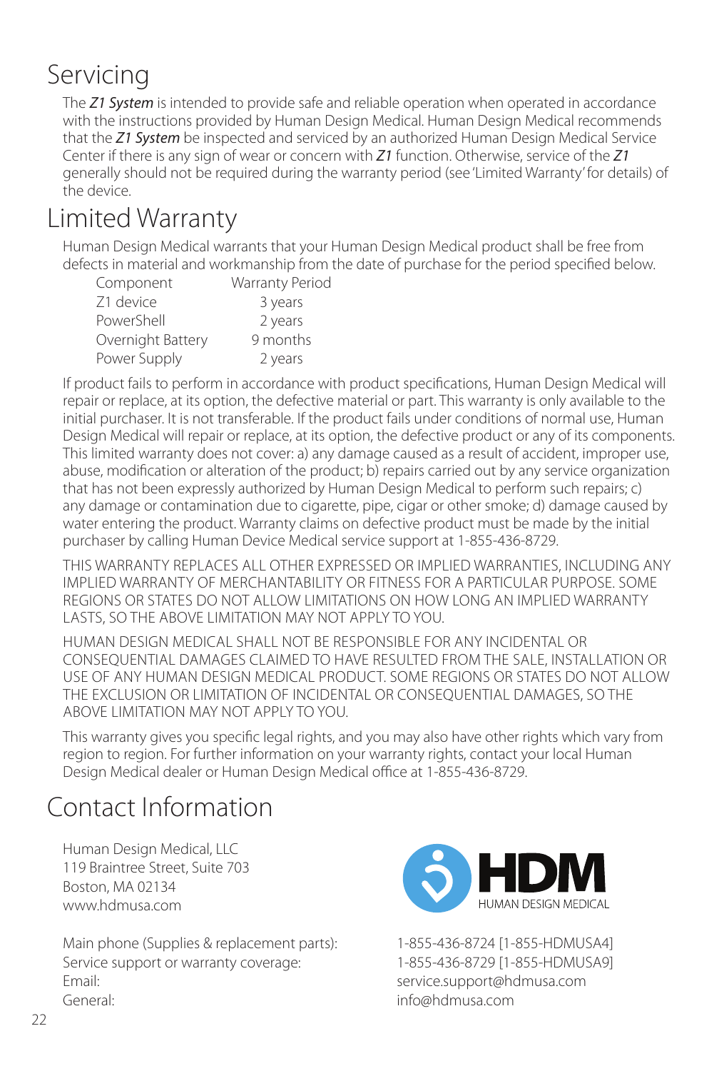# Servicing

The ***Z1 System*** is intended to provide safe and reliable operation when operated in accordance with the instructions provided by Human Design Medical. Human Design Medical recommends that the ***Z1 System*** be inspected and serviced by an authorized Human Design Medical Service Center if there is any sign of wear or concern with ***Z1*** function. Otherwise, service of the ***Z1*** generally should not be required during the warranty period (see 'Limited Warranty' for details) of the device.

# Limited Warranty

Human Design Medical warrants that your Human Design Medical product shall be free from defects in material and workmanship from the date of purchase for the period specified below.

| Component | Warranty Period |
|---|---|
| Z1 device | 3 years |
| PowerShell | 2 years |
| Overnight Battery | 9 months |
| Power Supply | 2 years |

If product fails to perform in accordance with product specifications, Human Design Medical will repair or replace, at its option, the defective material or part. This warranty is only available to the initial purchaser. It is not transferable. If the product fails under conditions of normal use, Human Design Medical will repair or replace, at its option, the defective product or any of its components. This limited warranty does not cover: a) any damage caused as a result of accident, improper use, abuse, modification or alteration of the product; b) repairs carried out by any service organization that has not been expressly authorized by Human Design Medical to perform such repairs; c) any damage or contamination due to cigarette, pipe, cigar or other smoke; d) damage caused by water entering the product. Warranty claims on defective product must be made by the initial purchaser by calling Human Device Medical service support at 1-855-436-8729.

THIS WARRANTY REPLACES ALL OTHER EXPRESSED OR IMPLIED WARRANTIES, INCLUDING ANY IMPLIED WARRANTY OF MERCHANTABILITY OR FITNESS FOR A PARTICULAR PURPOSE. SOME REGIONS OR STATES DO NOT ALLOW LIMITATIONS ON HOW LONG AN IMPLIED WARRANTY LASTS, SO THE ABOVE LIMITATION MAY NOT APPLY TO YOU.

HUMAN DESIGN MEDICAL SHALL NOT BE RESPONSIBLE FOR ANY INCIDENTAL OR CONSEQUENTIAL DAMAGES CLAIMED TO HAVE RESULTED FROM THE SALE, INSTALLATION OR USE OF ANY HUMAN DESIGN MEDICAL PRODUCT. SOME REGIONS OR STATES DO NOT ALLOW THE EXCLUSION OR LIMITATION OF INCIDENTAL OR CONSEQUENTIAL DAMAGES, SO THE ABOVE LIMITATION MAY NOT APPLY TO YOU.

This warranty gives you specific legal rights, and you may also have other rights which vary from region to region. For further information on your warranty rights, contact your local Human Design Medical dealer or Human Design Medical office at 1-855-436-8729.

# Contact Information

Human Design Medical, LLC
119 Braintree Street, Suite 703
Boston, MA 02134
www.hdmusa.com

HDM
HUMAN DESIGN MEDICAL

Main phone (Supplies & replacement parts): 1-855-436-8724 [1-855-HDMUSA4]
Service support or warranty coverage: 1-855-436-8729 [1-855-HDMUSA9]
Email: service.support@hdmusa.com
General: info@hdmusa.com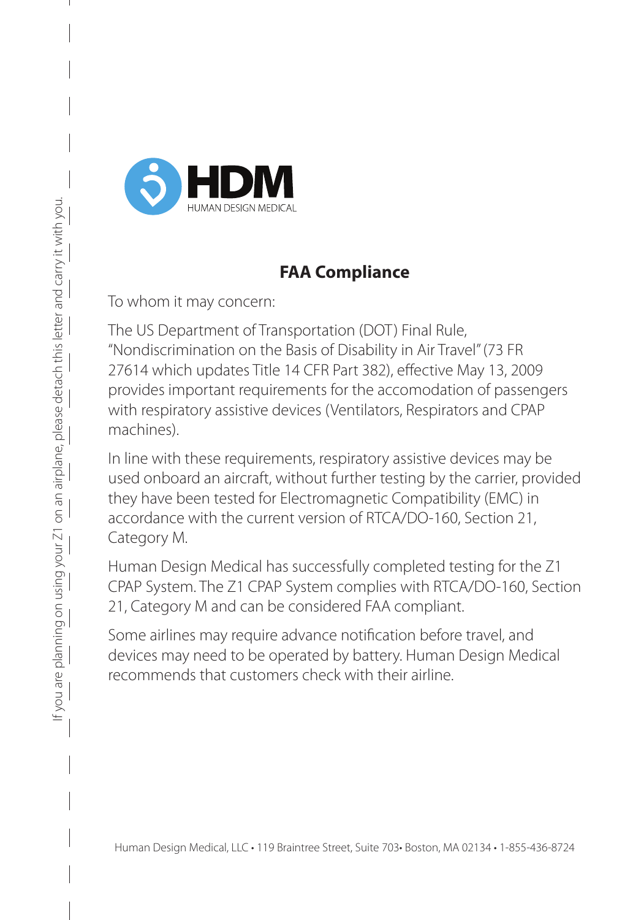HDM
HUMAN DESIGN MEDICAL

If you are planning on using your Z1 on an airplane, please detach this letter and carry it with you.

## FAA Compliance

To whom it may concern:

The US Department of Transportation (DOT) Final Rule, "Nondiscrimination on the Basis of Disability in Air Travel" (73 FR 27614 which updates Title 14 CFR Part 382), effective May 13, 2009 provides important requirements for the accomodation of passengers with respiratory assistive devices (Ventilators, Respirators and CPAP machines).

In line with these requirements, respiratory assistive devices may be used onboard an aircraft, without further testing by the carrier, provided they have been tested for Electromagnetic Compatibility (EMC) in accordance with the current version of RTCA/DO-160, Section 21, Category M.

Human Design Medical has successfully completed testing for the Z1 CPAP System. The Z1 CPAP System complies with RTCA/DO-160, Section 21, Category M and can be considered FAA compliant.

Some airlines may require advance notification before travel, and devices may need to be operated by battery. Human Design Medical recommends that customers check with their airline.

Human Design Medical, LLC • 119 Braintree Street, Suite 703• Boston, MA 02134 • 1-855-436-8724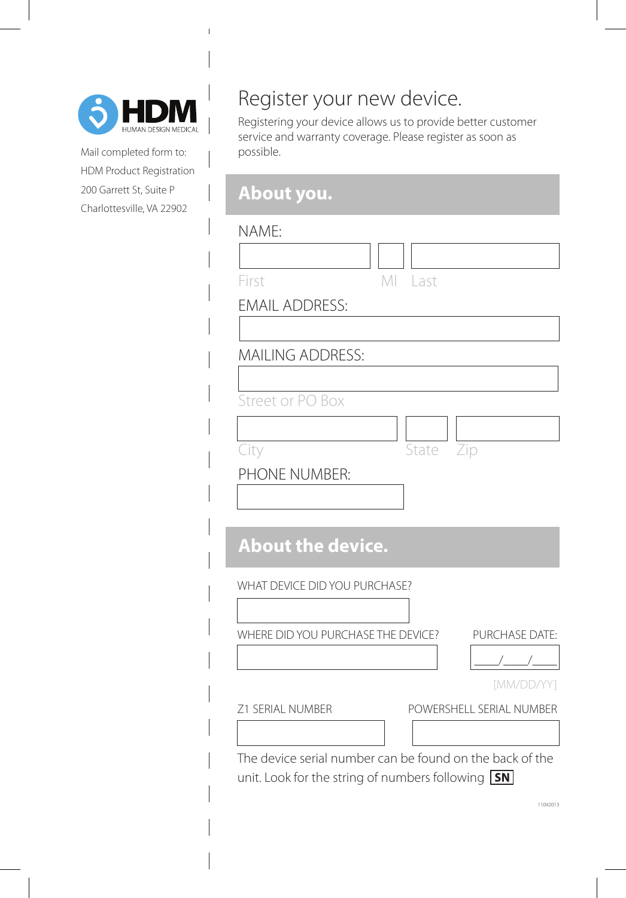HDM
HUMAN DESIGN MEDICAL

Mail completed form to:
HDM Product Registration
200 Garrett St, Suite P
Charlottesville, VA 22902

# Register your new device.

Registering your device allows us to provide better customer service and warranty coverage. Please register as soon as possible.

## About you.

NAME:

First MI Last

EMAIL ADDRESS:

MAILING ADDRESS:

Street or PO Box

City State Zip

PHONE NUMBER:

## About the device.

WHAT DEVICE DID YOU PURCHASE?

WHERE DID YOU PURCHASE THE DEVICE?

PURCHASE DATE:

____/____/____

[MM/DD/YY]

Z1 SERIAL NUMBER

POWERSHELL SERIAL NUMBER

The device serial number can be found on the back of the unit. Look for the string of numbers following **SN**

11042013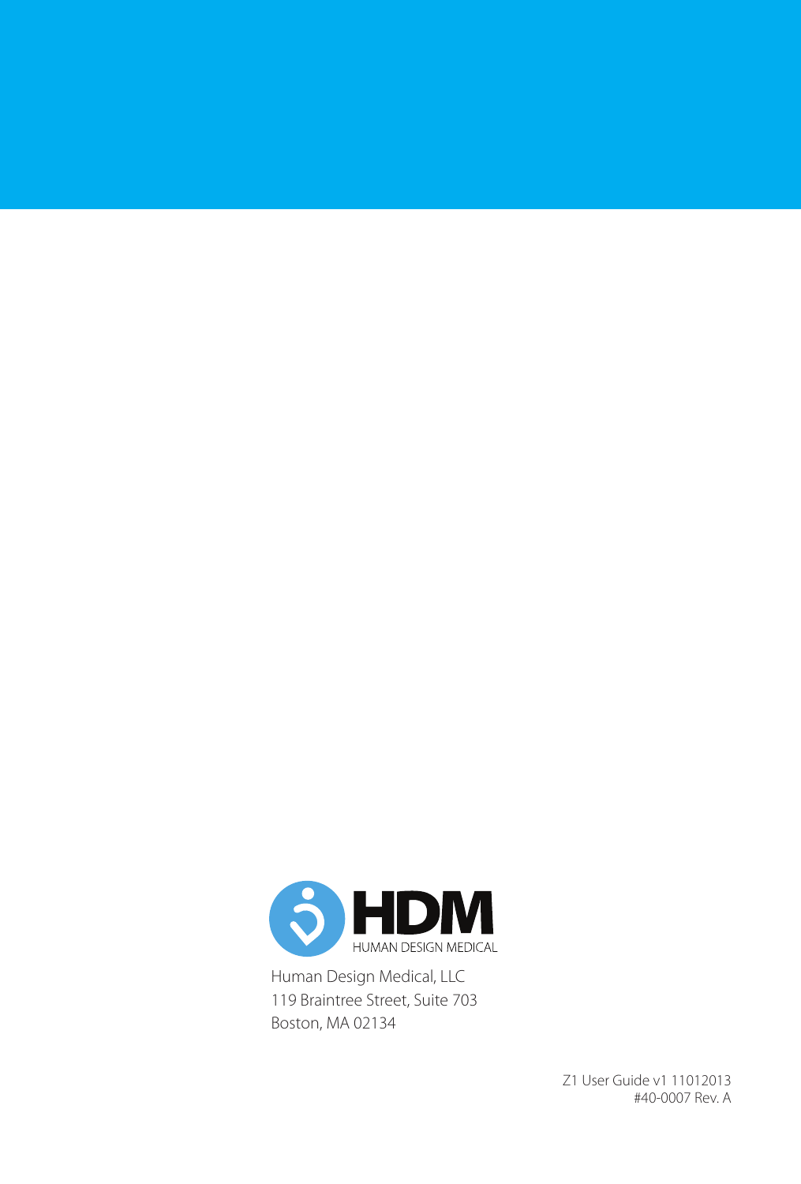HDM
HUMAN DESIGN MEDICAL

Human Design Medical, LLC
119 Braintree Street, Suite 703
Boston, MA 02134

Z1 User Guide v1 11012013
#40-0007 Rev. A